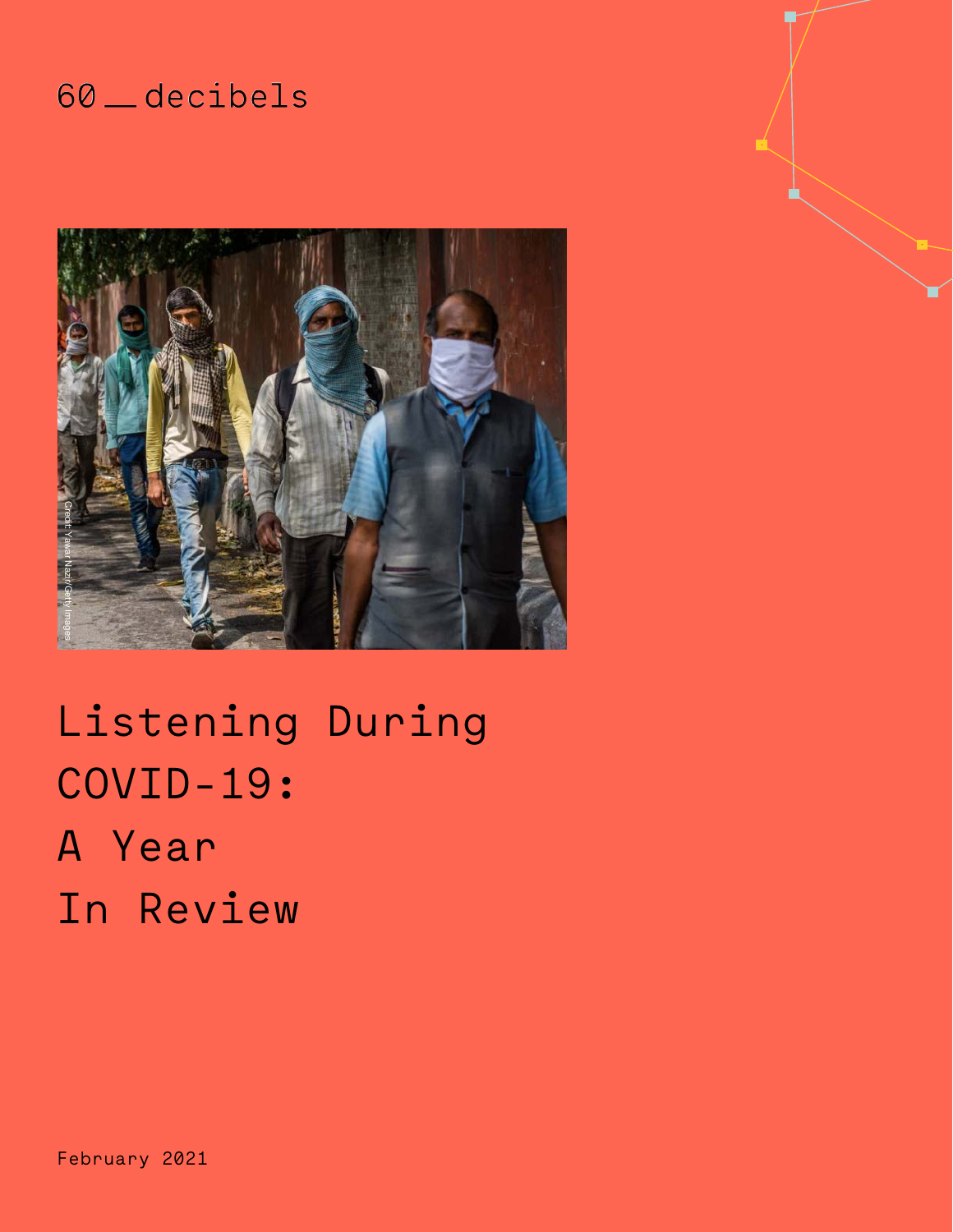60 _ decibels

Credit: Yawar Nazir/Getty Images

# Listening During COVID-19: A Year In Review

February 2021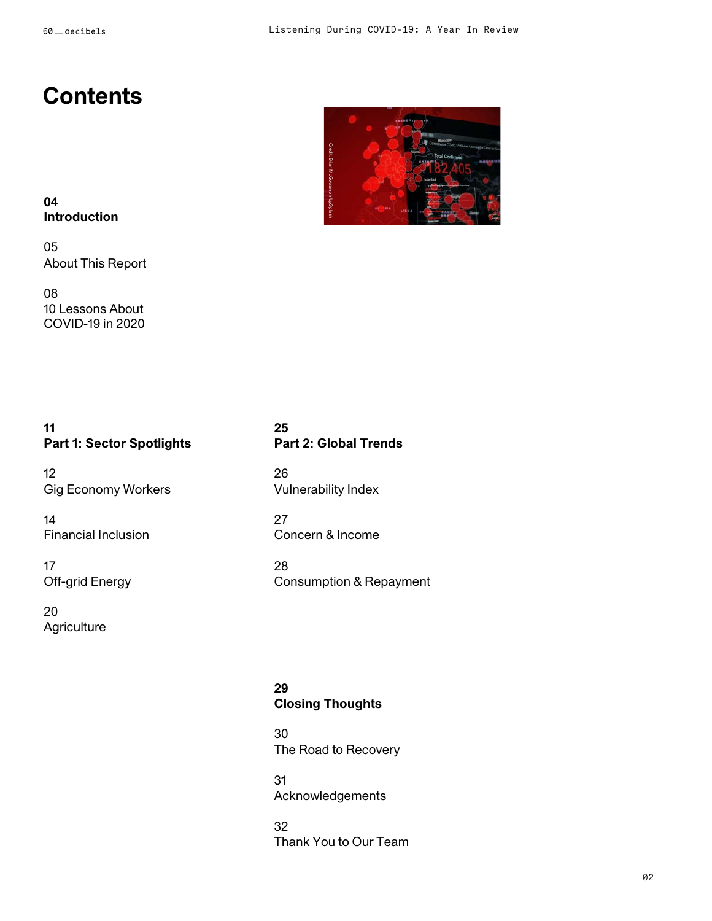# Contents

**04**
**Introduction**

05
About This Report

08
10 Lessons About COVID-19 in 2020

**11**
**Part 1: Sector Spotlights**

12
Gig Economy Workers

14
Financial Inclusion

17
Off-grid Energy

20
Agriculture

**25**
**Part 2: Global Trends**

26
Vulnerability Index

27
Concern & Income

28
Consumption & Repayment

**29**
**Closing Thoughts**

30
The Road to Recovery

31
Acknowledgements

32
Thank You to Our Team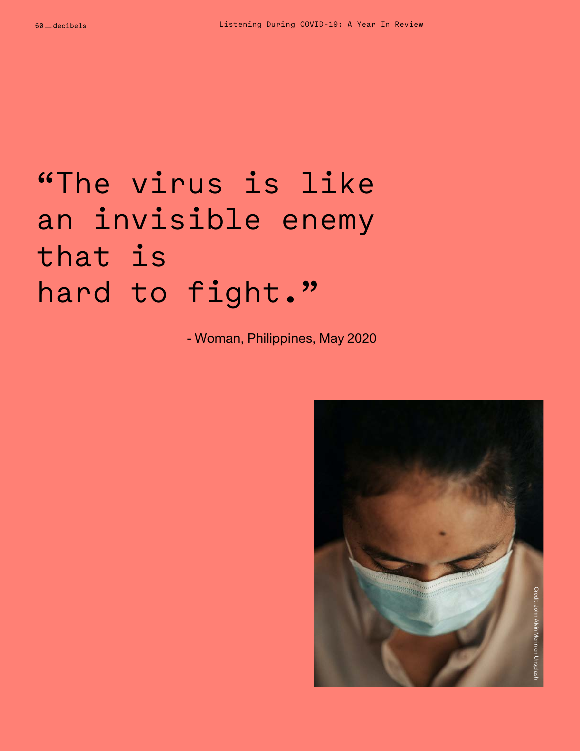# "The virus is like an invisible enemy that is hard to fight."

- Woman, Philippines, May 2020

Credit: John Alvin Merin on Unsplash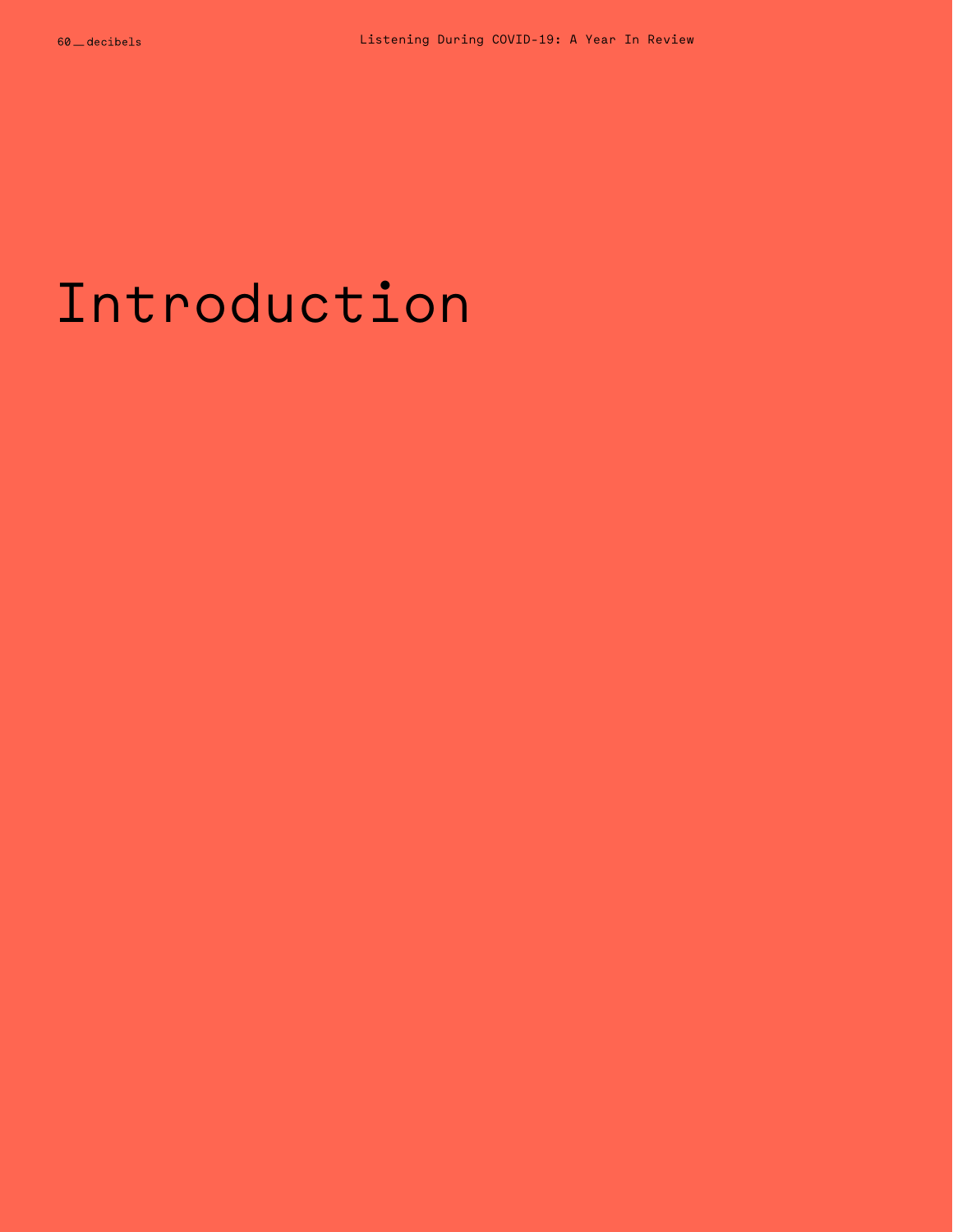# Introduction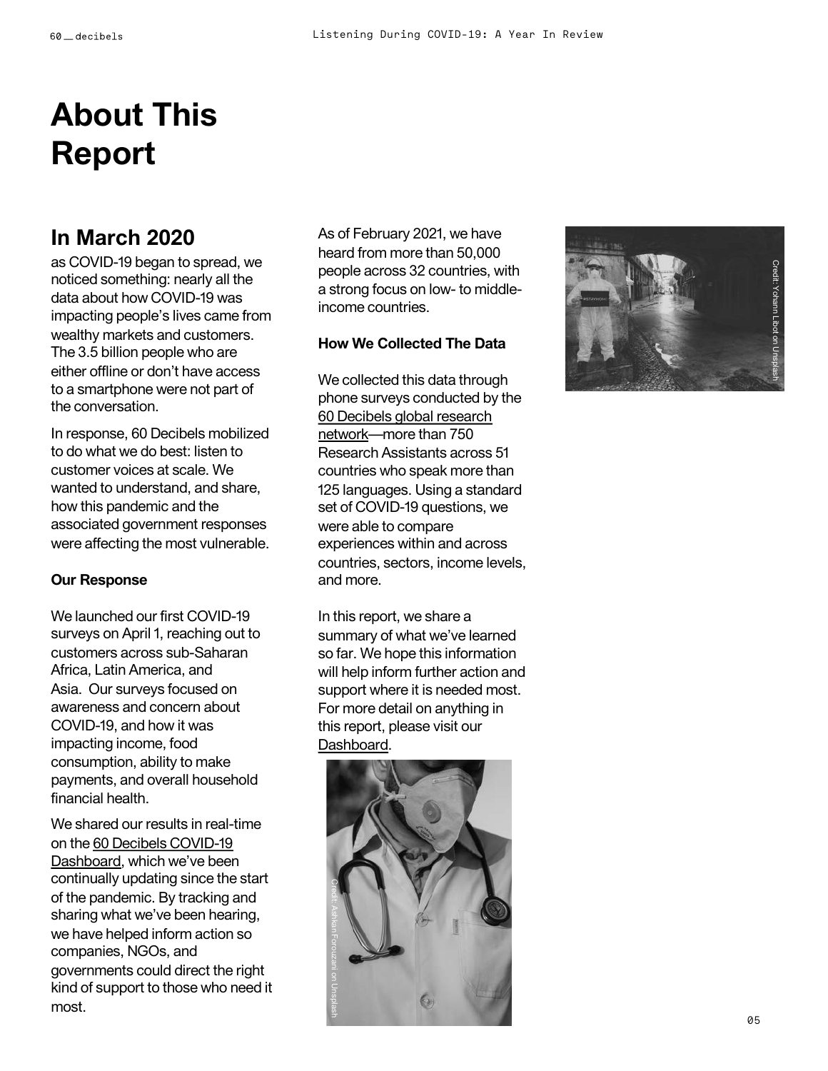# About This Report

## In March 2020

as COVID-19 began to spread, we noticed something: nearly all the data about how COVID-19 was impacting people's lives came from wealthy markets and customers. The 3.5 billion people who are either offline or don't have access to a smartphone were not part of the conversation.

In response, 60 Decibels mobilized to do what we do best: listen to customer voices at scale. We wanted to understand, and share, how this pandemic and the associated government responses were affecting the most vulnerable.

**Our Response**

We launched our first COVID-19 surveys on April 1, reaching out to customers across sub-Saharan Africa, Latin America, and Asia. Our surveys focused on awareness and concern about COVID-19, and how it was impacting income, food consumption, ability to make payments, and overall household financial health.

We shared our results in real-time on the 60 Decibels COVID-19 Dashboard, which we've been continually updating since the start of the pandemic. By tracking and sharing what we've been hearing, we have helped inform action so companies, NGOs, and governments could direct the right kind of support to those who need it most.

As of February 2021, we have heard from more than 50,000 people across 32 countries, with a strong focus on low- to middle-income countries.

**How We Collected The Data**

We collected this data through phone surveys conducted by the 60 Decibels global research network—more than 750 Research Assistants across 51 countries who speak more than 125 languages. Using a standard set of COVID-19 questions, we were able to compare experiences within and across countries, sectors, income levels, and more.

In this report, we share a summary of what we've learned so far. We hope this information will help inform further action and support where it is needed most. For more detail on anything in this report, please visit our Dashboard.

Credit: Yohann Libot on Unsplash

Credit: Ashkan Forouzani on Unsplash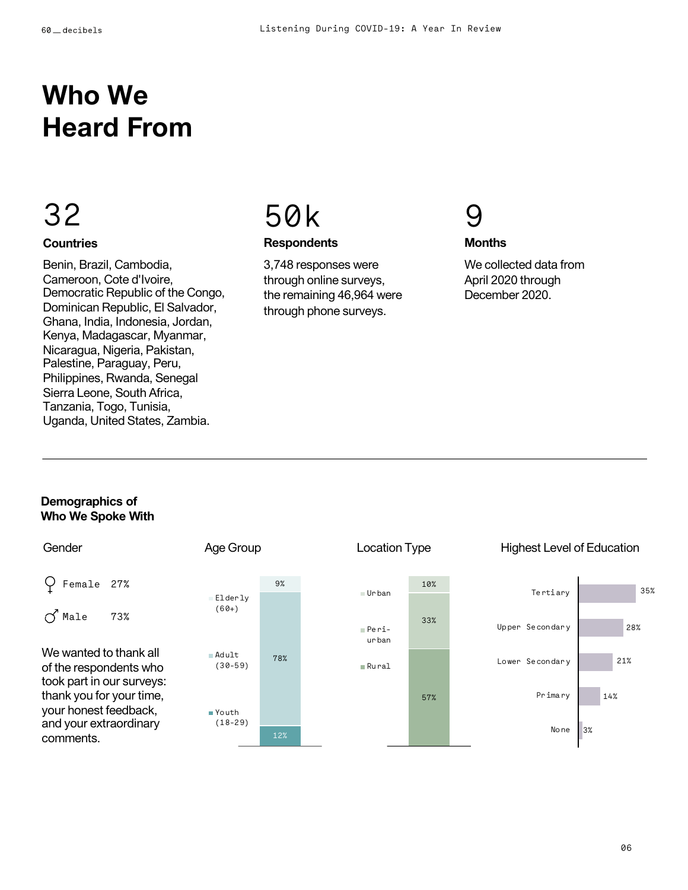# Who We Heard From

## 32

### Countries

Benin, Brazil, Cambodia, Cameroon, Cote d'Ivoire, Democratic Republic of the Congo, Dominican Republic, El Salvador, Ghana, India, Indonesia, Jordan, Kenya, Madagascar, Myanmar, Nicaragua, Nigeria, Pakistan, Palestine, Paraguay, Peru, Philippines, Rwanda, Senegal Sierra Leone, South Africa, Tanzania, Togo, Tunisia, Uganda, United States, Zambia.

## 50k

### Respondents

3,748 responses were through online surveys, the remaining 46,964 were through phone surveys.

## 9

### Months

We collected data from April 2020 through December 2020.

---

### Demographics of Who We Spoke With

**Gender**

| Gender | % |
|---|---|
| Female | 27% |
| Male | 73% |

We wanted to thank all of the respondents who took part in our surveys: thank you for your time, your honest feedback, and your extraordinary comments.

**Age Group**

| Age Group | % |
|---|---|
| Elderly (60+) | 9% |
| Adult (30-59) | 78% |
| Youth (18-29) | 12% |

**Location Type**

| Location Type | % |
|---|---|
| Urban | 10% |
| Peri-urban | 33% |
| Rural | 57% |

**Highest Level of Education**

| Highest Level of Education | % |
|---|---|
| Tertiary | 35% |
| Upper Secondary | 28% |
| Lower Secondary | 21% |
| Primary | 14% |
| None | 3% |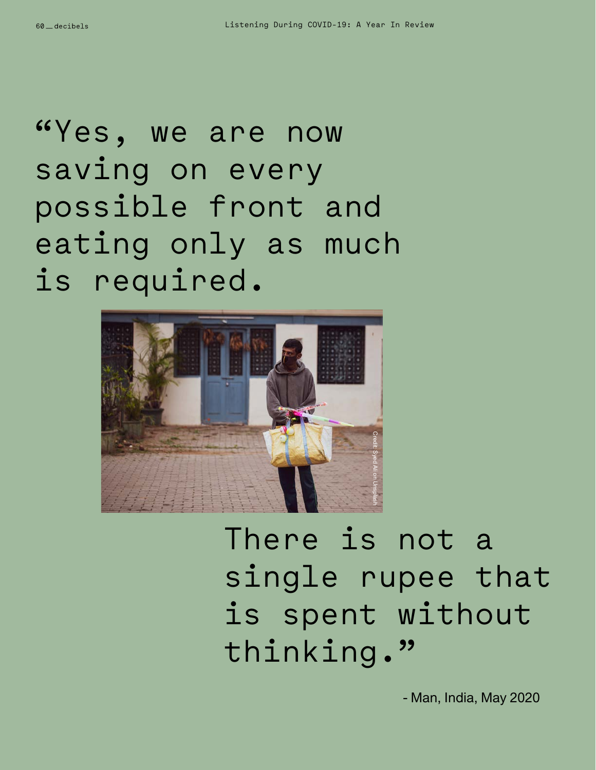"Yes, we are now saving on every possible front and eating only as much is required.

There is not a single rupee that is spent without thinking."

- Man, India, May 2020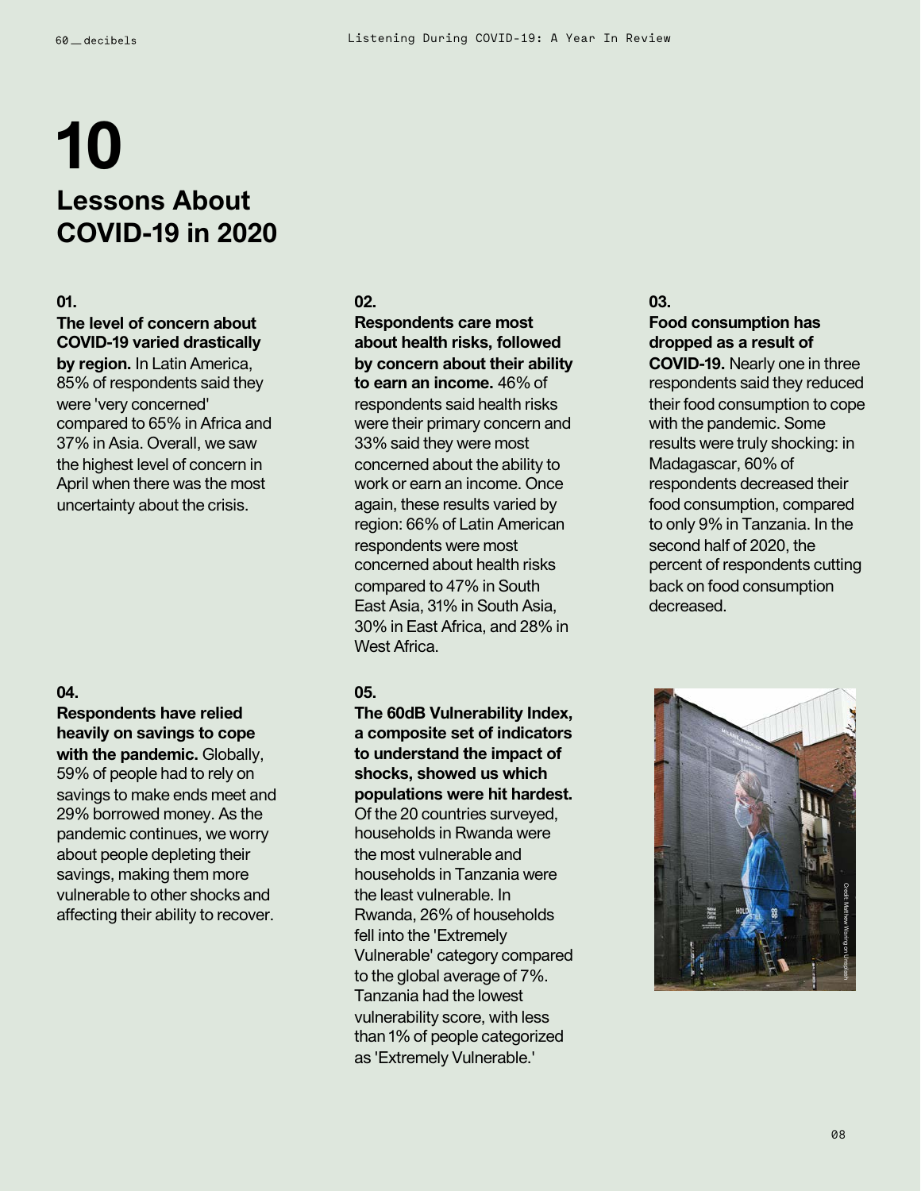# 10

## Lessons About COVID-19 in 2020

**01.**

**The level of concern about COVID-19 varied drastically by region.** In Latin America, 85% of respondents said they were 'very concerned' compared to 65% in Africa and 37% in Asia. Overall, we saw the highest level of concern in April when there was the most uncertainty about the crisis.

**02.**

**Respondents care most about health risks, followed by concern about their ability to earn an income.** 46% of respondents said health risks were their primary concern and 33% said they were most concerned about the ability to work or earn an income. Once again, these results varied by region: 66% of Latin American respondents were most concerned about health risks compared to 47% in South East Asia, 31% in South Asia, 30% in East Africa, and 28% in West Africa.

**03.**

**Food consumption has dropped as a result of COVID-19.** Nearly one in three respondents said they reduced their food consumption to cope with the pandemic. Some results were truly shocking: in Madagascar, 60% of respondents decreased their food consumption, compared to only 9% in Tanzania. In the second half of 2020, the percent of respondents cutting back on food consumption decreased.

**04.**

**Respondents have relied heavily on savings to cope with the pandemic.** Globally, 59% of people had to rely on savings to make ends meet and 29% borrowed money. As the pandemic continues, we worry about people depleting their savings, making them more vulnerable to other shocks and affecting their ability to recover.

**05.**

**The 60dB Vulnerability Index, a composite set of indicators to understand the impact of shocks, showed us which populations were hit hardest.** Of the 20 countries surveyed, households in Rwanda were the most vulnerable and households in Tanzania were the least vulnerable. In Rwanda, 26% of households fell into the 'Extremely Vulnerable' category compared to the global average of 7%. Tanzania had the lowest vulnerability score, with less than 1% of people categorized as 'Extremely Vulnerable.'

Credit: Matthew Waring on Unsplash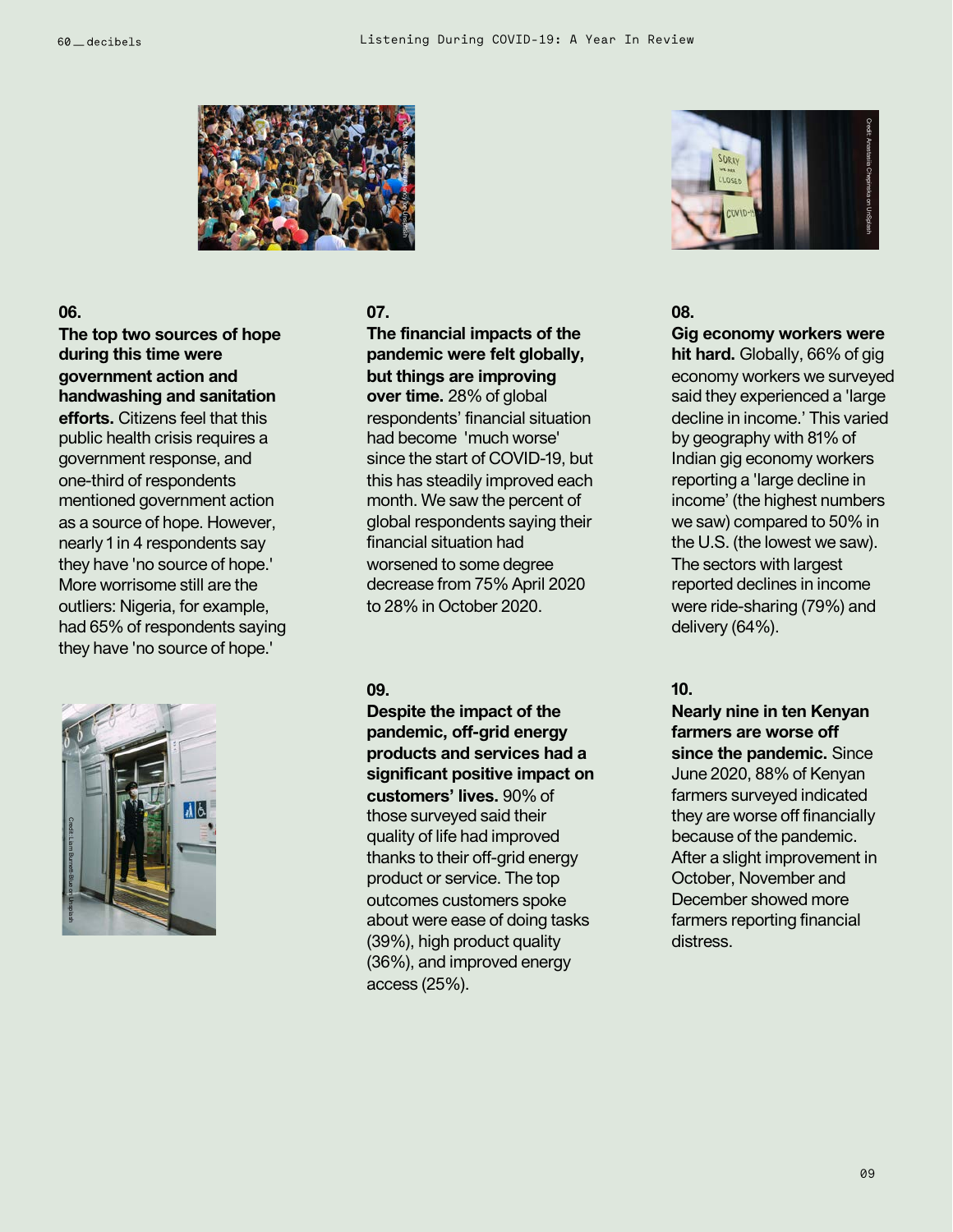**06.**

**The top two sources of hope during this time were government action and handwashing and sanitation efforts.** Citizens feel that this public health crisis requires a government response, and one-third of respondents mentioned government action as a source of hope. However, nearly 1 in 4 respondents say they have 'no source of hope.' More worrisome still are the outliers: Nigeria, for example, had 65% of respondents saying they have 'no source of hope.'

**07.**

**The financial impacts of the pandemic were felt globally, but things are improving over time.** 28% of global respondents' financial situation had become 'much worse' since the start of COVID-19, but this has steadily improved each month. We saw the percent of global respondents saying their financial situation had worsened to some degree decrease from 75% April 2020 to 28% in October 2020.

**08.**

**Gig economy workers were hit hard.** Globally, 66% of gig economy workers we surveyed said they experienced a 'large decline in income.' This varied by geography with 81% of Indian gig economy workers reporting a 'large decline in income' (the highest numbers we saw) compared to 50% in the U.S. (the lowest we saw). The sectors with largest reported declines in income were ride-sharing (79%) and delivery (64%).

**09.**

**Despite the impact of the pandemic, off-grid energy products and services had a significant positive impact on customers' lives.** 90% of those surveyed said their quality of life had improved thanks to their off-grid energy product or service. The top outcomes customers spoke about were ease of doing tasks (39%), high product quality (36%), and improved energy access (25%).

**10.**

**Nearly nine in ten Kenyan farmers are worse off since the pandemic.** Since June 2020, 88% of Kenyan farmers surveyed indicated they are worse off financially because of the pandemic. After a slight improvement in October, November and December showed more farmers reporting financial distress.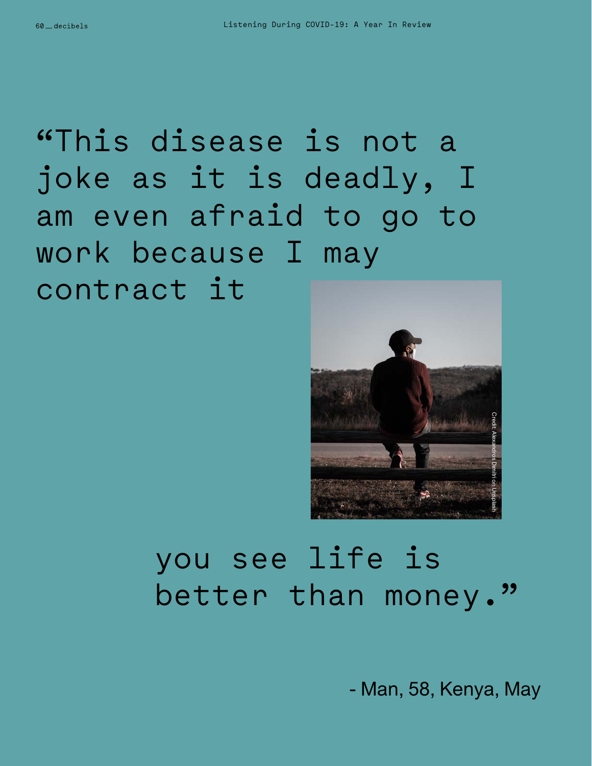“This disease is not a joke as it is deadly, I am even afraid to go to work because I may contract it

you see life is better than money.”

- Man, 58, Kenya, May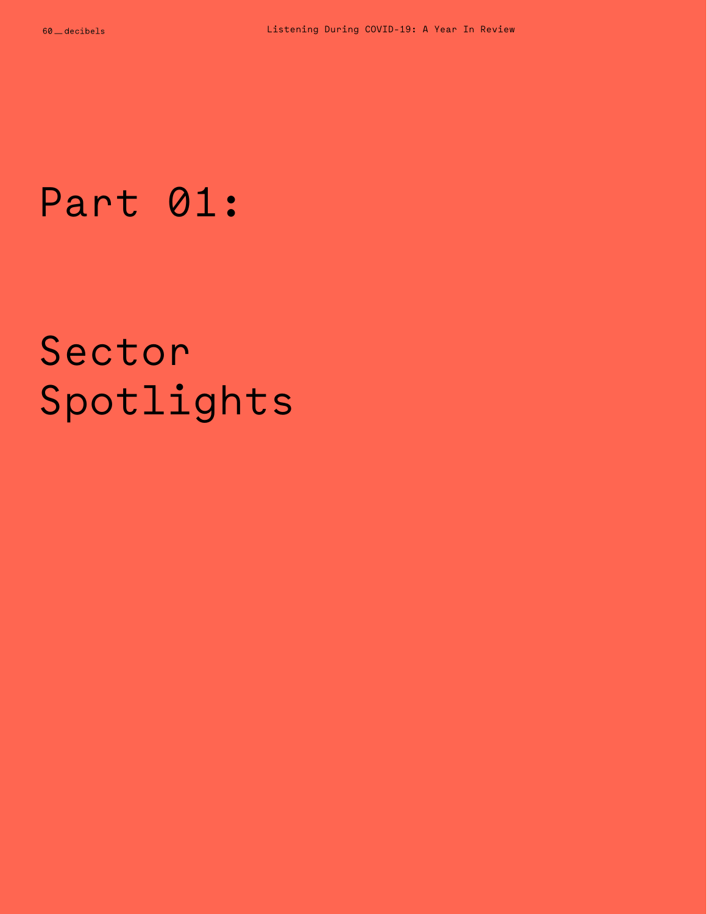# Part 01:

# Sector Spotlights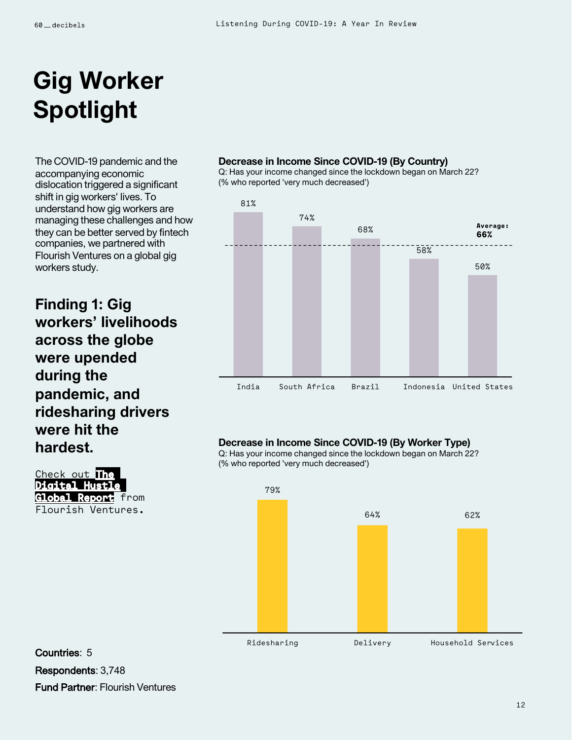# Gig Worker Spotlight

The COVID-19 pandemic and the accompanying economic dislocation triggered a significant shift in gig workers' lives. To understand how gig workers are managing these challenges and how they can be better served by fintech companies, we partnered with Flourish Ventures on a global gig workers study.

## Finding 1: Gig workers' livelihoods across the globe were upended during the pandemic, and ridesharing drivers were hit the hardest.

Check out **The Digital Hustle Global Report** from Flourish Ventures.

**Countries**: 5

**Respondents**: 3,748

**Fund Partner**: Flourish Ventures

### Decrease in Income Since COVID-19 (By Country)

Q: Has your income changed since the lockdown began on March 22?
(% who reported 'very much decreased')

| Country | % |
| --- | --- |
| India | 81% |
| South Africa | 74% |
| Brazil | 68% |
| Indonesia | 58% |
| United States | 50% |

**Average: 66%**

### Decrease in Income Since COVID-19 (By Worker Type)

Q: Has your income changed since the lockdown began on March 22?
(% who reported 'very much decreased')

| Worker Type | % |
| --- | --- |
| Ridesharing | 79% |
| Delivery | 64% |
| Household Services | 62% |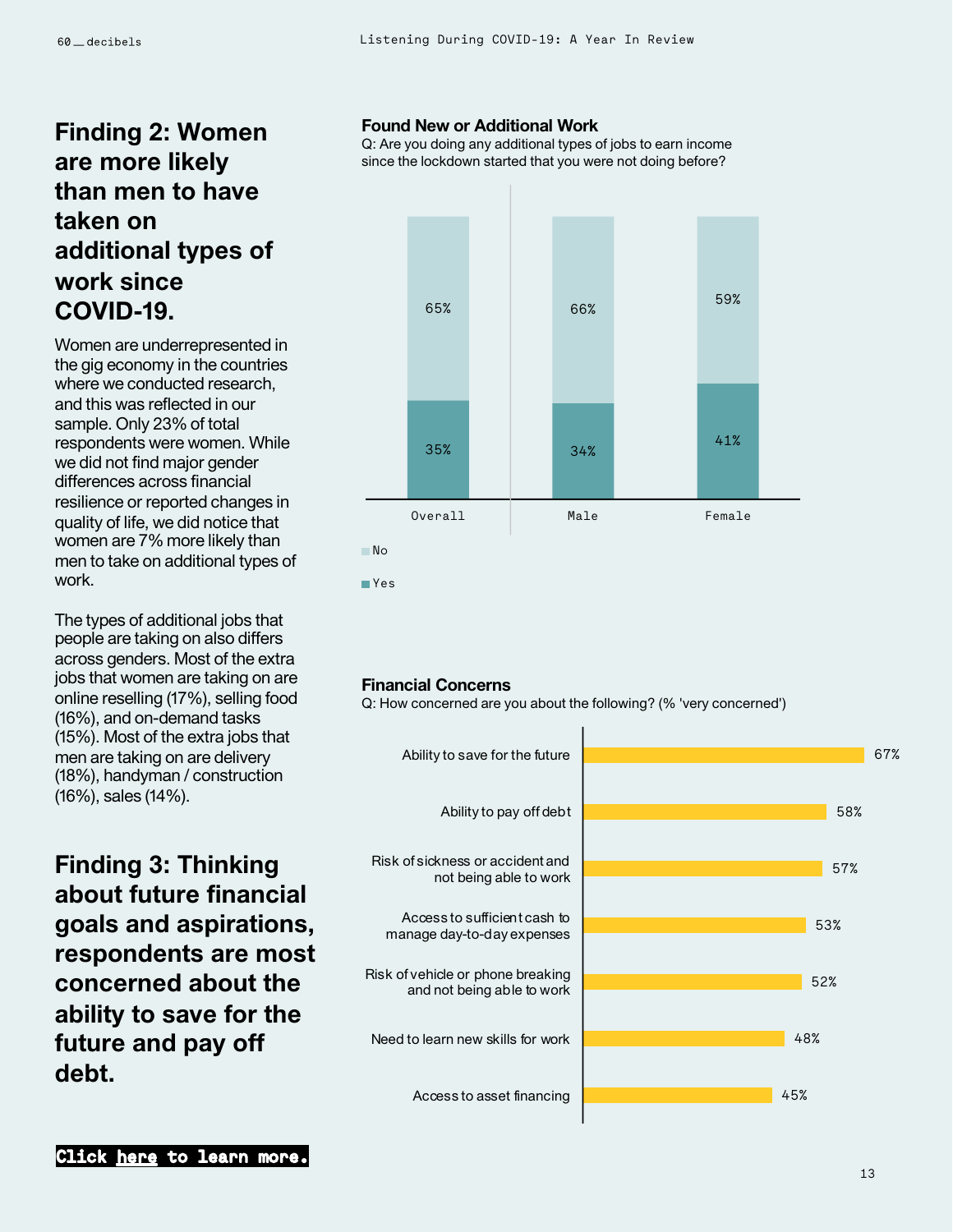## Finding 2: Women are more likely than men to have taken on additional types of work since COVID-19.

Women are underrepresented in the gig economy in the countries where we conducted research, and this was reflected in our sample. Only 23% of total respondents were women. While we did not find major gender differences across financial resilience or reported changes in quality of life, we did notice that women are 7% more likely than men to take on additional types of work.

The types of additional jobs that people are taking on also differs across genders. Most of the extra jobs that women are taking on are online reselling (17%), selling food (16%), and on-demand tasks (15%). Most of the extra jobs that men are taking on are delivery (18%), handyman / construction (16%), sales (14%).

**Found New or Additional Work**

Q: Are you doing any additional types of jobs to earn income since the lockdown started that you were not doing before?

| | Overall | Male | Female |
|---|---|---|---|
| No | 65% | 66% | 59% |
| Yes | 35% | 34% | 41% |

## Finding 3: Thinking about future financial goals and aspirations, respondents are most concerned about the ability to save for the future and pay off debt.

**Financial Concerns**

Q: How concerned are you about the following? (% 'very concerned')

| Concern | % very concerned |
|---|---|
| Ability to save for the future | 67% |
| Ability to pay off debt | 58% |
| Risk of sickness or accident and not being able to work | 57% |
| Access to sufficient cash to manage day-to-day expenses | 53% |
| Risk of vehicle or phone breaking and not being able to work | 52% |
| Need to learn new skills for work | 48% |
| Access to asset financing | 45% |

**Click here to learn more.**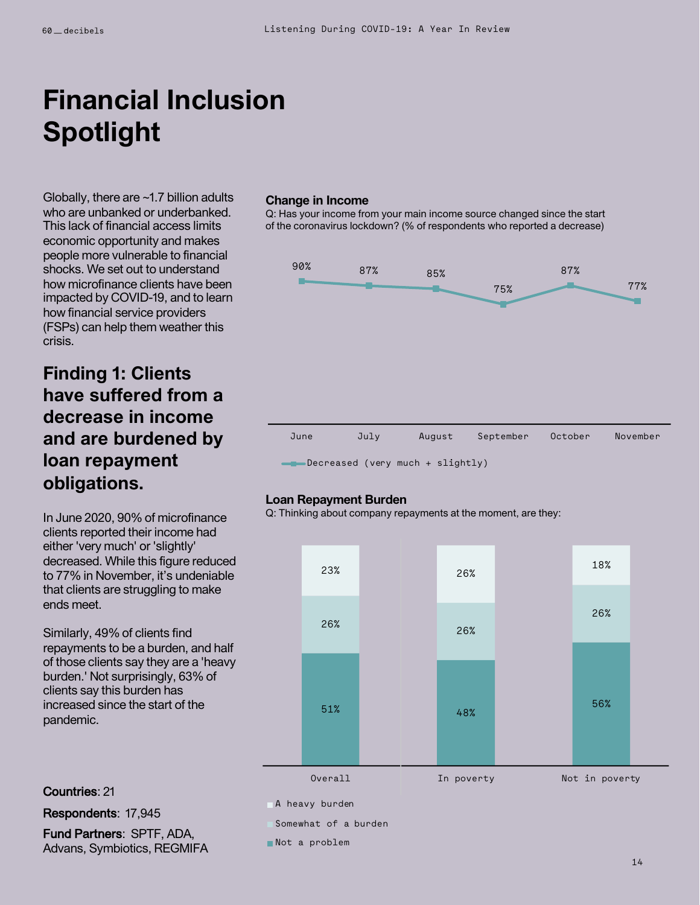# Financial Inclusion Spotlight

Globally, there are ~1.7 billion adults who are unbanked or underbanked. This lack of financial access limits economic opportunity and makes people more vulnerable to financial shocks. We set out to understand how microfinance clients have been impacted by COVID-19, and to learn how financial service providers (FSPs) can help them weather this crisis.

## Finding 1: Clients have suffered from a decrease in income and are burdened by loan repayment obligations.

In June 2020, 90% of microfinance clients reported their income had either 'very much' or 'slightly' decreased. While this figure reduced to 77% in November, it's undeniable that clients are struggling to make ends meet.

Similarly, 49% of clients find repayments to be a burden, and half of those clients say they are a 'heavy burden.' Not surprisingly, 63% of clients say this burden has increased since the start of the pandemic.

**Countries**: 21

**Respondents**: 17,945

**Fund Partners**: SPTF, ADA, Advans, Symbiotics, REGMIFA

### Change in Income

Q: Has your income from your main income source changed since the start of the coronavirus lockdown? (% of respondents who reported a decrease)

| | June | July | August | September | October | November |
|---|---|---|---|---|---|---|
| Decreased (very much + slightly) | 90% | 87% | 85% | 75% | 87% | 77% |

### Loan Repayment Burden

Q: Thinking about company repayments at the moment, are they:

| | Overall | In poverty | Not in poverty |
|---|---|---|---|
| A heavy burden | 23% | 26% | 18% |
| Somewhat of a burden | 26% | 26% | 26% |
| Not a problem | 51% | 48% | 56% |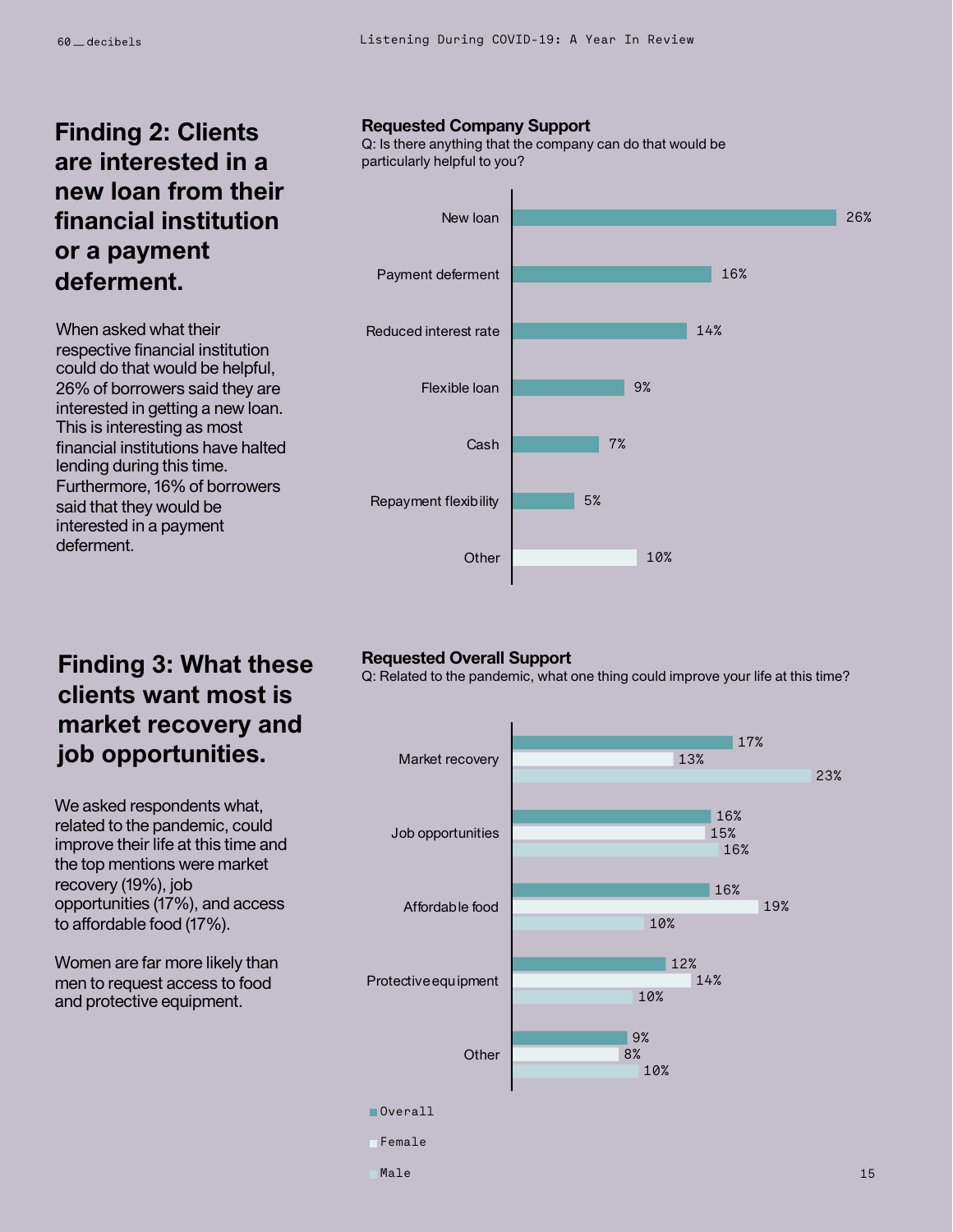## Finding 2: Clients are interested in a new loan from their financial institution or a payment deferment.

When asked what their respective financial institution could do that would be helpful, 26% of borrowers said they are interested in getting a new loan. This is interesting as most financial institutions have halted lending during this time. Furthermore, 16% of borrowers said that they would be interested in a payment deferment.

**Requested Company Support**

Q: Is there anything that the company can do that would be particularly helpful to you?

| Response | % |
|---|---|
| New loan | 26% |
| Payment deferment | 16% |
| Reduced interest rate | 14% |
| Flexible loan | 9% |
| Cash | 7% |
| Repayment flexibility | 5% |
| Other | 10% |

## Finding 3: What these clients want most is market recovery and job opportunities.

We asked respondents what, related to the pandemic, could improve their life at this time and the top mentions were market recovery (19%), job opportunities (17%), and access to affordable food (17%).

Women are far more likely than men to request access to food and protective equipment.

**Requested Overall Support**

Q: Related to the pandemic, what one thing could improve your life at this time?

| Response | Overall | Female | Male |
|---|---|---|---|
| Market recovery | 17% | 13% | 23% |
| Job opportunities | 16% | 15% | 16% |
| Affordable food | 16% | 19% | 10% |
| Protective equipment | 12% | 14% | 10% |
| Other | 9% | 8% | 10% |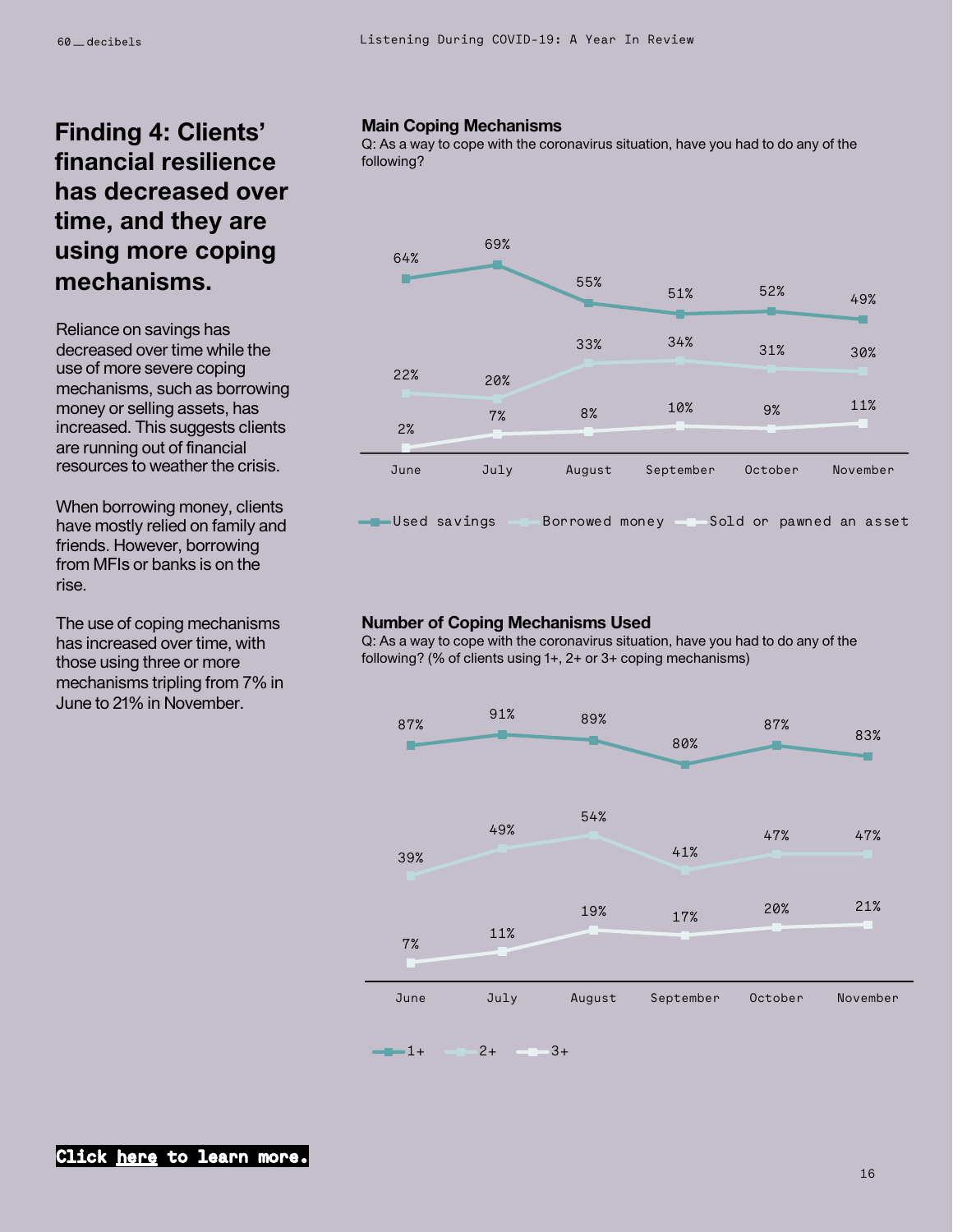# Finding 4: Clients' financial resilience has decreased over time, and they are using more coping mechanisms.

Reliance on savings has decreased over time while the use of more severe coping mechanisms, such as borrowing money or selling assets, has increased. This suggests clients are running out of financial resources to weather the crisis.

When borrowing money, clients have mostly relied on family and friends. However, borrowing from MFIs or banks is on the rise.

The use of coping mechanisms has increased over time, with those using three or more mechanisms tripling from 7% in June to 21% in November.

**Main Coping Mechanisms**

Q: As a way to cope with the coronavirus situation, have you had to do any of the following?

| | June | July | August | September | October | November |
|---|---|---|---|---|---|---|
| Used savings | 64% | 69% | 55% | 51% | 52% | 49% |
| Borrowed money | 22% | 20% | 33% | 34% | 31% | 30% |
| Sold or pawned an asset | 2% | 7% | 8% | 10% | 9% | 11% |

**Number of Coping Mechanisms Used**

Q: As a way to cope with the coronavirus situation, have you had to do any of the following? (% of clients using 1+, 2+ or 3+ coping mechanisms)

| | June | July | August | September | October | November |
|---|---|---|---|---|---|---|
| 1+ | 87% | 91% | 89% | 80% | 87% | 83% |
| 2+ | 39% | 49% | 54% | 41% | 47% | 47% |
| 3+ | 7% | 11% | 19% | 17% | 20% | 21% |

**Click here to learn more.**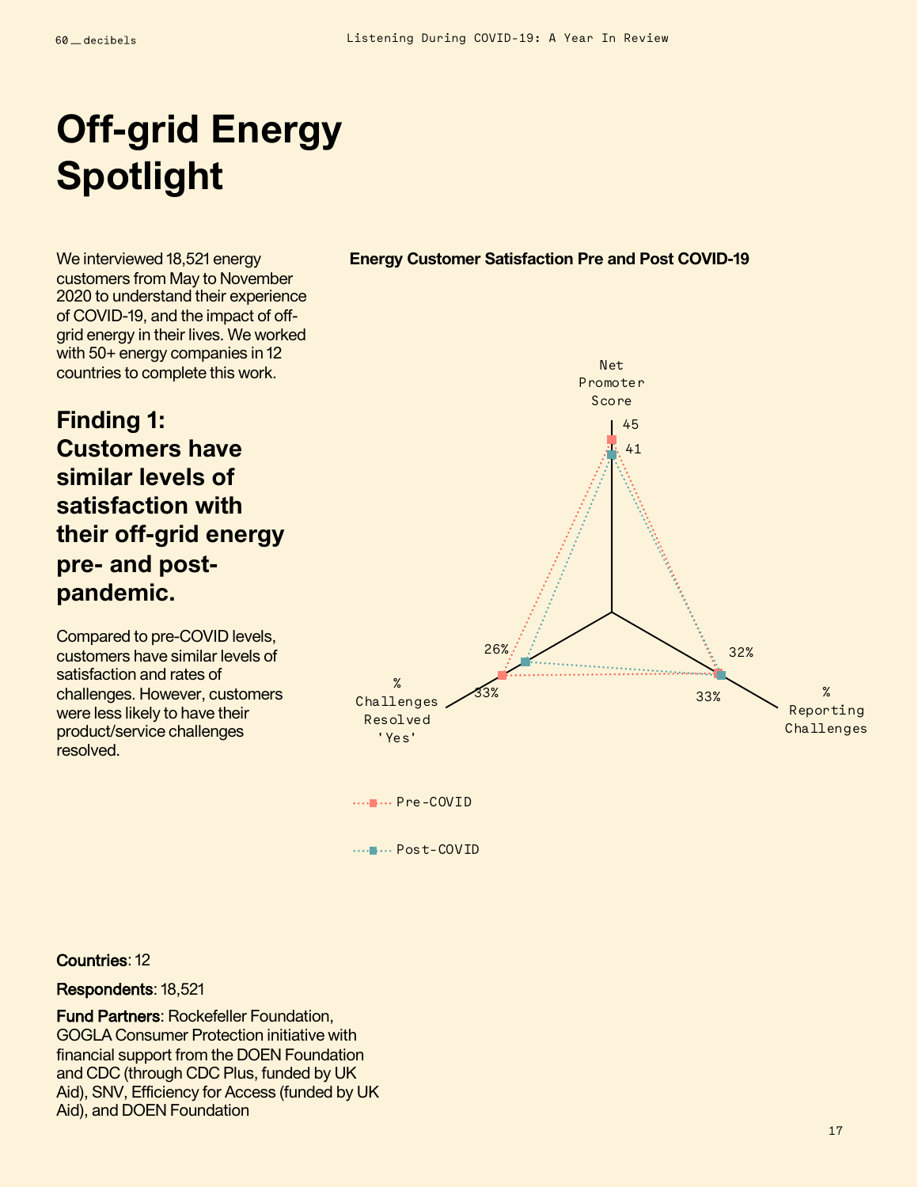# Off-grid Energy Spotlight

We interviewed 18,521 energy customers from May to November 2020 to understand their experience of COVID-19, and the impact of off-grid energy in their lives. We worked with 50+ energy companies in 12 countries to complete this work.

## Finding 1: Customers have similar levels of satisfaction with their off-grid energy pre- and post-pandemic.

Compared to pre-COVID levels, customers have similar levels of satisfaction and rates of challenges. However, customers were less likely to have their product/service challenges resolved.

**Energy Customer Satisfaction Pre and Post COVID-19**

| | Pre-COVID | Post-COVID |
|---|---|---|
| Net Promoter Score | 45 | 41 |
| % Reporting Challenges | 33% | 32% |
| % Challenges Resolved 'Yes' | 33% | 26% |

**Countries**: 12

**Respondents**: 18,521

**Fund Partners**: Rockefeller Foundation, GOGLA Consumer Protection initiative with financial support from the DOEN Foundation and CDC (through CDC Plus, funded by UK Aid), SNV, Efficiency for Access (funded by UK Aid), and DOEN Foundation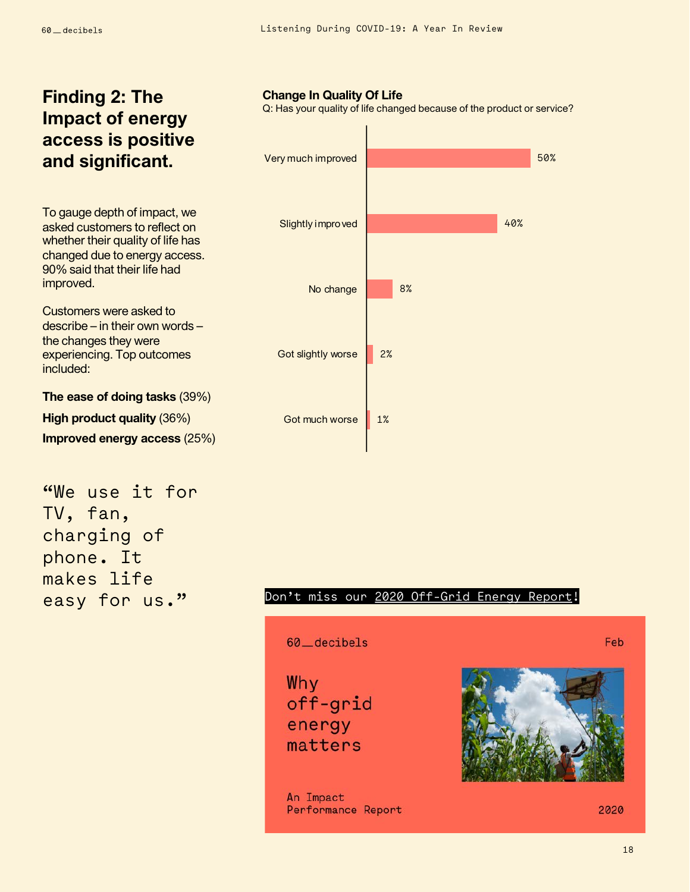# Finding 2: The Impact of energy access is positive and significant.

To gauge depth of impact, we asked customers to reflect on whether their quality of life has changed due to energy access. 90% said that their life had improved.

Customers were asked to describe – in their own words – the changes they were experiencing. Top outcomes included:

**The ease of doing tasks** (39%)

**High product quality** (36%)

**Improved energy access** (25%)

> "We use it for TV, fan, charging of phone. It makes life easy for us."

### Change In Quality Of Life

Q: Has your quality of life changed because of the product or service?

| Response | % |
| --- | --- |
| Very much improved | 50% |
| Slightly improved | 40% |
| No change | 8% |
| Got slightly worse | 2% |
| Got much worse | 1% |

Don't miss our 2020 Off-Grid Energy Report!

60_decibels — Feb

Why off-grid energy matters

An Impact Performance Report — 2020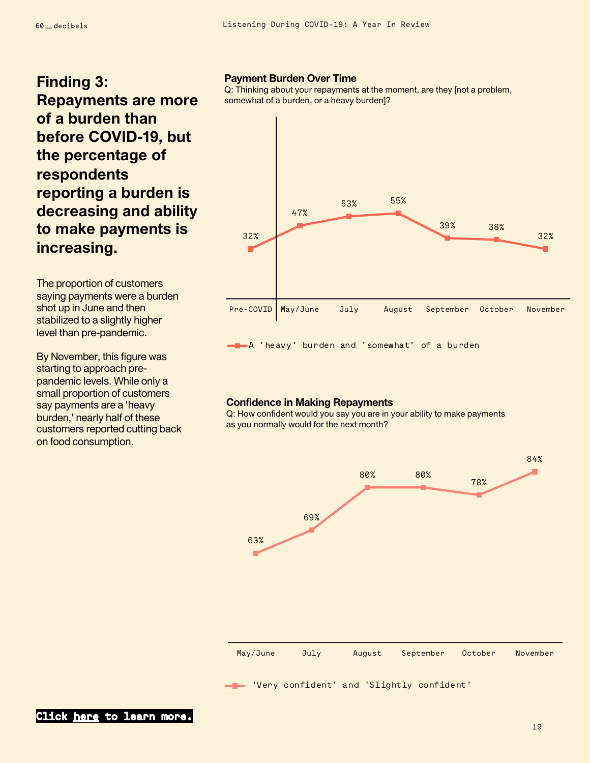# Finding 3: Repayments are more of a burden than before COVID-19, but the percentage of respondents reporting a burden is decreasing and ability to make payments is increasing.

The proportion of customers saying payments were a burden shot up in June and then stabilized to a slightly higher level than pre-pandemic.

By November, this figure was starting to approach pre-pandemic levels. While only a small proportion of customers say payments are a 'heavy burden,' nearly half of these customers reported cutting back on food consumption.

**Payment Burden Over Time**

Q: Thinking about your repayments at the moment, are they [not a problem, somewhat of a burden, or a heavy burden]?

| | Pre-COVID | May/June | July | August | September | October | November |
|---|---|---|---|---|---|---|---|
| A 'heavy' burden and 'somewhat' of a burden | 32% | 47% | 53% | 55% | 39% | 38% | 32% |

**Confidence in Making Repayments**

Q: How confident would you say you are in your ability to make payments as you normally would for the next month?

| | May/June | July | August | September | October | November |
|---|---|---|---|---|---|---|
| 'Very confident' and 'Slightly confident' | 63% | 69% | 80% | 80% | 78% | 84% |

**Click here to learn more.**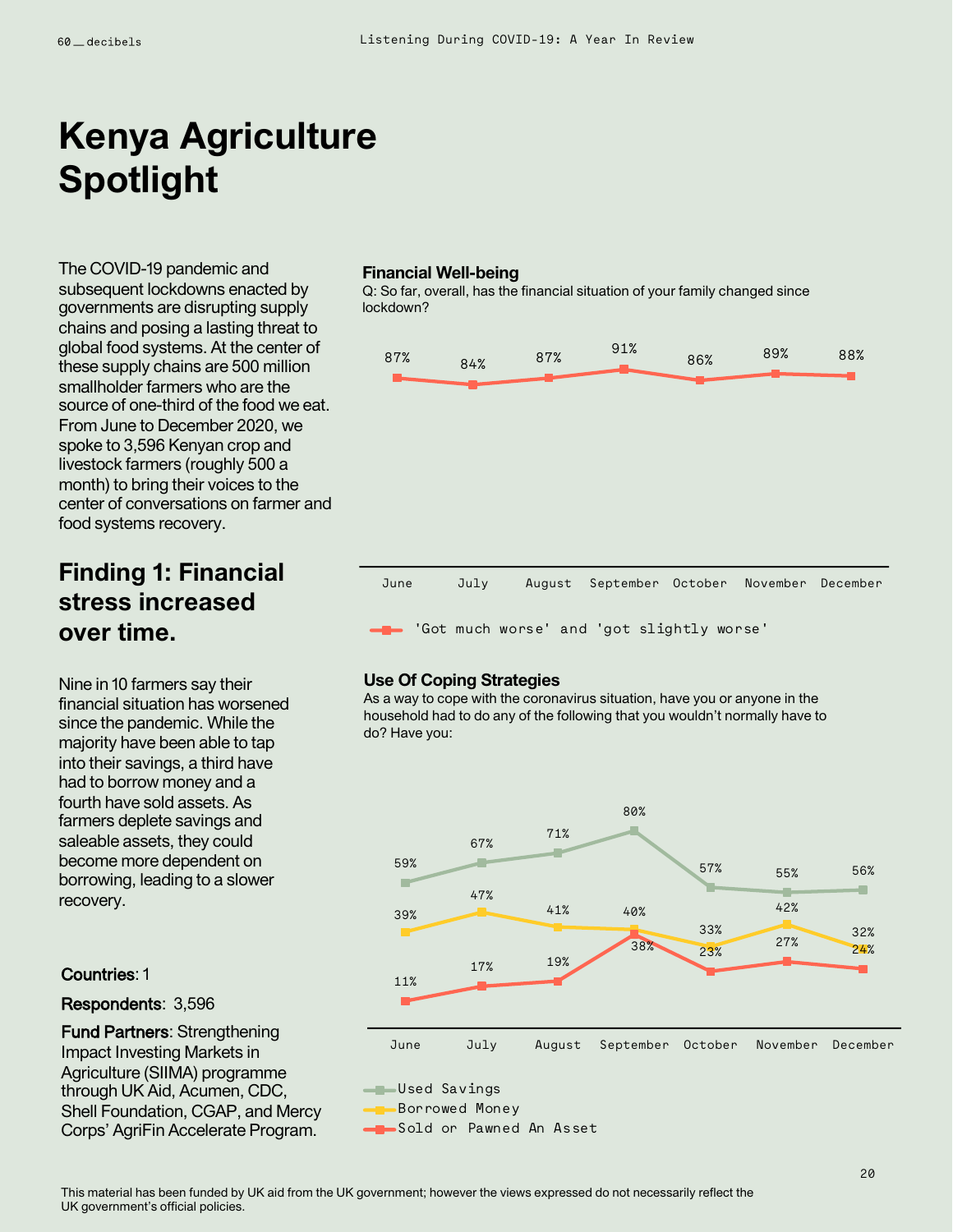# Kenya Agriculture Spotlight

The COVID-19 pandemic and subsequent lockdowns enacted by governments are disrupting supply chains and posing a lasting threat to global food systems. At the center of these supply chains are 500 million smallholder farmers who are the source of one-third of the food we eat. From June to December 2020, we spoke to 3,596 Kenyan crop and livestock farmers (roughly 500 a month) to bring their voices to the center of conversations on farmer and food systems recovery.

## Finding 1: Financial stress increased over time.

Nine in 10 farmers say their financial situation has worsened since the pandemic. While the majority have been able to tap into their savings, a third have had to borrow money and a fourth have sold assets. As farmers deplete savings and saleable assets, they could become more dependent on borrowing, leading to a slower recovery.

**Countries**: 1

**Respondents**: 3,596

**Fund Partners**: Strengthening Impact Investing Markets in Agriculture (SIIMA) programme through UK Aid, Acumen, CDC, Shell Foundation, CGAP, and Mercy Corps' AgriFin Accelerate Program.

**Financial Well-being**

Q: So far, overall, has the financial situation of your family changed since lockdown?

| | June | July | August | September | October | November | December |
|---|---|---|---|---|---|---|---|
| 'Got much worse' and 'got slightly worse' | 87% | 84% | 87% | 91% | 86% | 89% | 88% |

**Use Of Coping Strategies**

As a way to cope with the coronavirus situation, have you or anyone in the household had to do any of the following that you wouldn't normally have to do? Have you:

| | June | July | August | September | October | November | December |
|---|---|---|---|---|---|---|---|
| Used Savings | 59% | 67% | 71% | 80% | 57% | 55% | 56% |
| Borrowed Money | 39% | 47% | 41% | 40% | 33% | 42% | 32% |
| Sold or Pawned An Asset | 11% | 17% | 19% | 38% | 23% | 27% | 24% |

This material has been funded by UK aid from the UK government; however the views expressed do not necessarily reflect the UK government's official policies.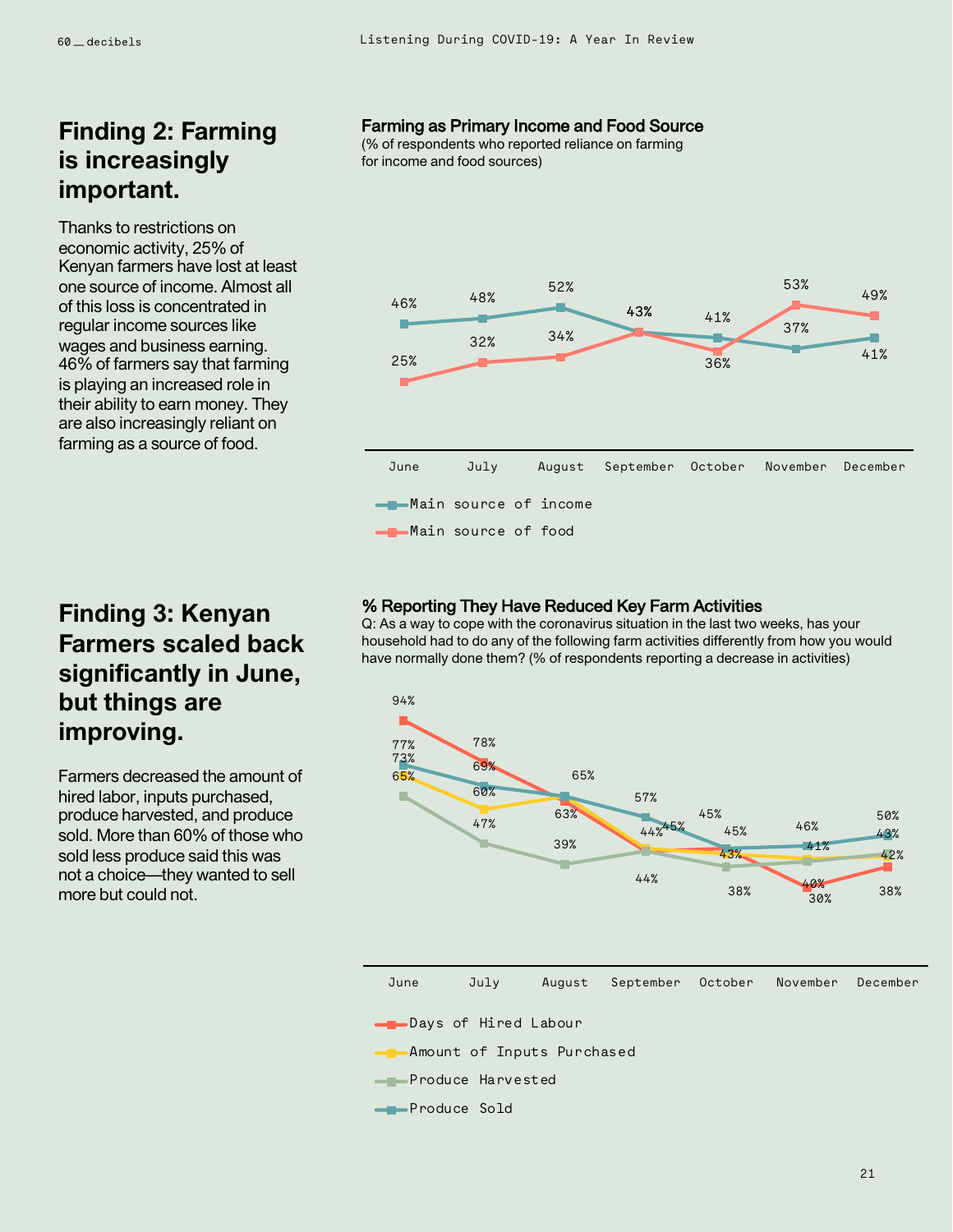## Finding 2: Farming is increasingly important.

Thanks to restrictions on economic activity, 25% of Kenyan farmers have lost at least one source of income. Almost all of this loss is concentrated in regular income sources like wages and business earning. 46% of farmers say that farming is playing an increased role in their ability to earn money. They are also increasingly reliant on farming as a source of food.

**Farming as Primary Income and Food Source**
(% of respondents who reported reliance on farming for income and food sources)

| | June | July | August | September | October | November | December |
|---|---|---|---|---|---|---|---|
| Main source of income | 46% | 48% | 52% | 43% | 41% | 37% | 41% |
| Main source of food | 25% | 32% | 34% | 43% | 36% | 53% | 49% |

## Finding 3: Kenyan Farmers scaled back significantly in June, but things are improving.

Farmers decreased the amount of hired labor, inputs purchased, produce harvested, and produce sold. More than 60% of those who sold less produce said this was not a choice—they wanted to sell more but could not.

**% Reporting They Have Reduced Key Farm Activities**
Q: As a way to cope with the coronavirus situation in the last two weeks, has your household had to do any of the following farm activities differently from how you would have normally done them? (% of respondents reporting a decrease in activities)

| | June | July | August | September | October | November | December |
|---|---|---|---|---|---|---|---|
| Days of Hired Labour | 94% | 78% | 63% | 44% | 45% | 30% | 38% |
| Amount of Inputs Purchased | 73% | 60% | 65% | 45% | 43% | 40% | 42% |
| Produce Harvested | 65% | 47% | 39% | 44% | 38% | 41% | 43% |
| Produce Sold | 77% | 69% | 65% | 57% | 45% | 46% | 50% |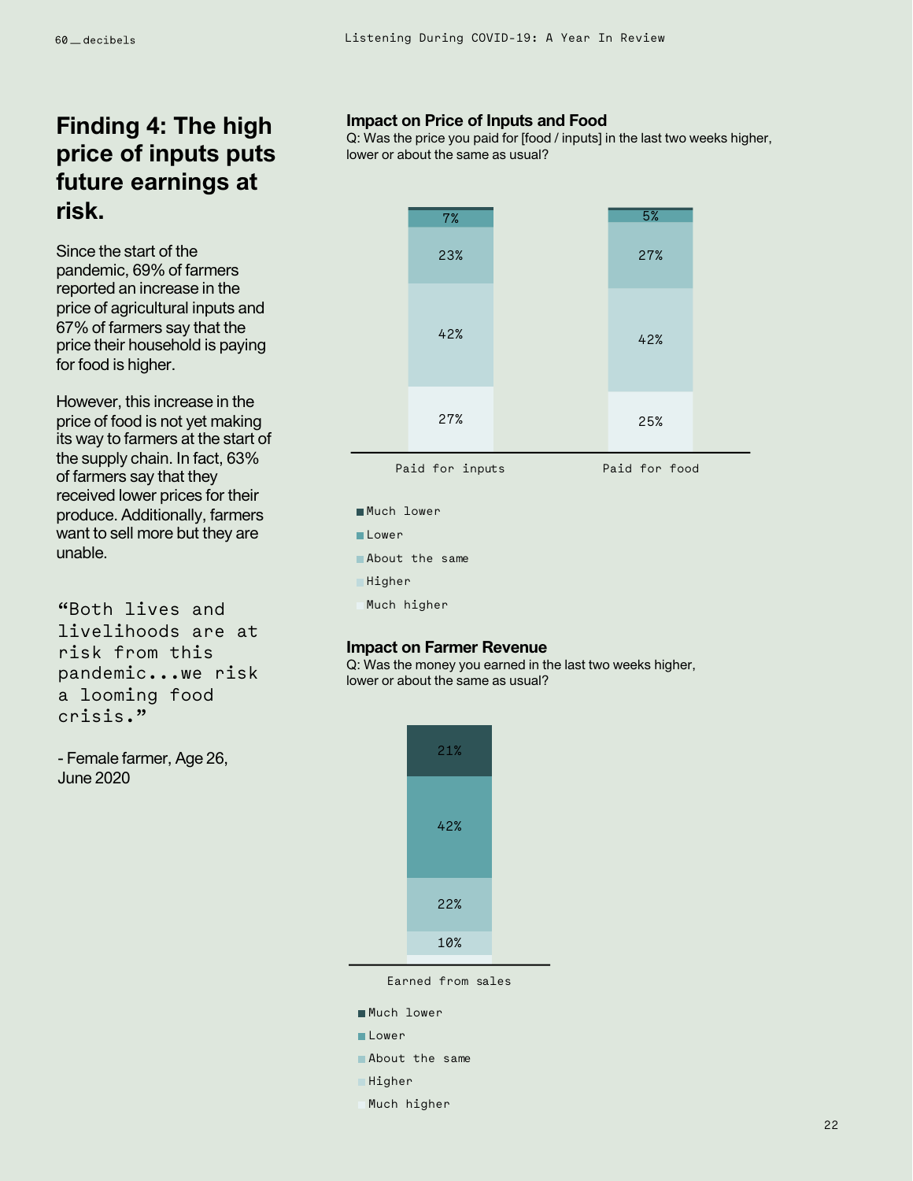## Finding 4: The high price of inputs puts future earnings at risk.

Since the start of the pandemic, 69% of farmers reported an increase in the price of agricultural inputs and 67% of farmers say that the price their household is paying for food is higher.

However, this increase in the price of food is not yet making its way to farmers at the start of the supply chain. In fact, 63% of farmers say that they received lower prices for their produce. Additionally, farmers want to sell more but they are unable.

"Both lives and livelihoods are at risk from this pandemic...we risk a looming food crisis."

- Female farmer, Age 26, June 2020

### Impact on Price of Inputs and Food

Q: Was the price you paid for [food / inputs] in the last two weeks higher, lower or about the same as usual?

| | Paid for inputs | Paid for food |
|---|---|---|
| Much lower | | |
| Lower | 7% | 5% |
| About the same | 23% | 27% |
| Higher | 42% | 42% |
| Much higher | 27% | 25% |

### Impact on Farmer Revenue

Q: Was the money you earned in the last two weeks higher, lower or about the same as usual?

| | Earned from sales |
|---|---|
| Much lower | 21% |
| Lower | 42% |
| About the same | 22% |
| Higher | 10% |
| Much higher | |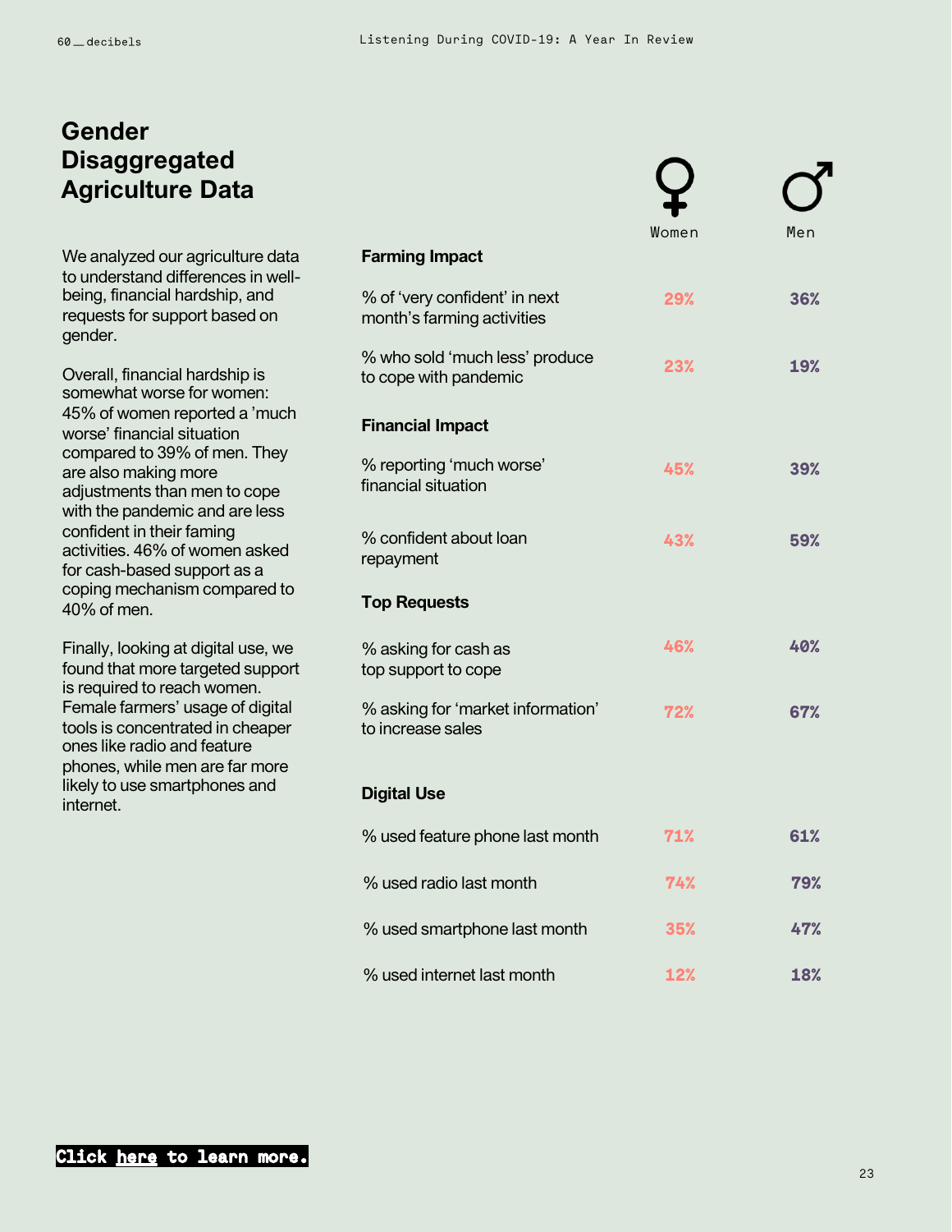# Gender Disaggregated Agriculture Data

We analyzed our agriculture data to understand differences in well-being, financial hardship, and requests for support based on gender.

Overall, financial hardship is somewhat worse for women: 45% of women reported a 'much worse' financial situation compared to 39% of men. They are also making more adjustments than men to cope with the pandemic and are less confident in their faming activities. 46% of women asked for cash-based support as a coping mechanism compared to 40% of men.

Finally, looking at digital use, we found that more targeted support is required to reach women. Female farmers' usage of digital tools is concentrated in cheaper ones like radio and feature phones, while men are far more likely to use smartphones and internet.

| | Women | Men |
|---|---|---|
| **Farming Impact** | | |
| % of 'very confident' in next month's farming activities | 29% | 36% |
| % who sold 'much less' produce to cope with pandemic | 23% | 19% |
| **Financial Impact** | | |
| % reporting 'much worse' financial situation | 45% | 39% |
| % confident about loan repayment | 43% | 59% |
| **Top Requests** | | |
| % asking for cash as top support to cope | 46% | 40% |
| % asking for 'market information' to increase sales | 72% | 67% |
| **Digital Use** | | |
| % used feature phone last month | 71% | 61% |
| % used radio last month | 74% | 79% |
| % used smartphone last month | 35% | 47% |
| % used internet last month | 12% | 18% |

**Click here to learn more.**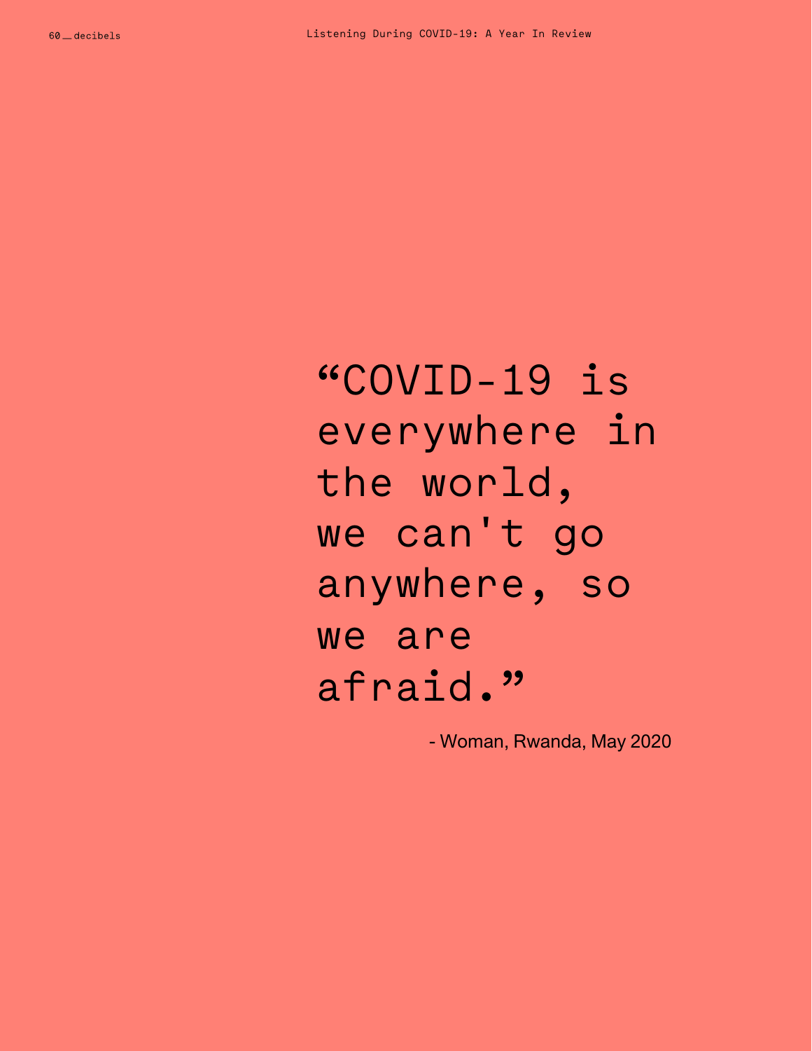> "COVID-19 is everywhere in the world, we can't go anywhere, so we are afraid."

- Woman, Rwanda, May 2020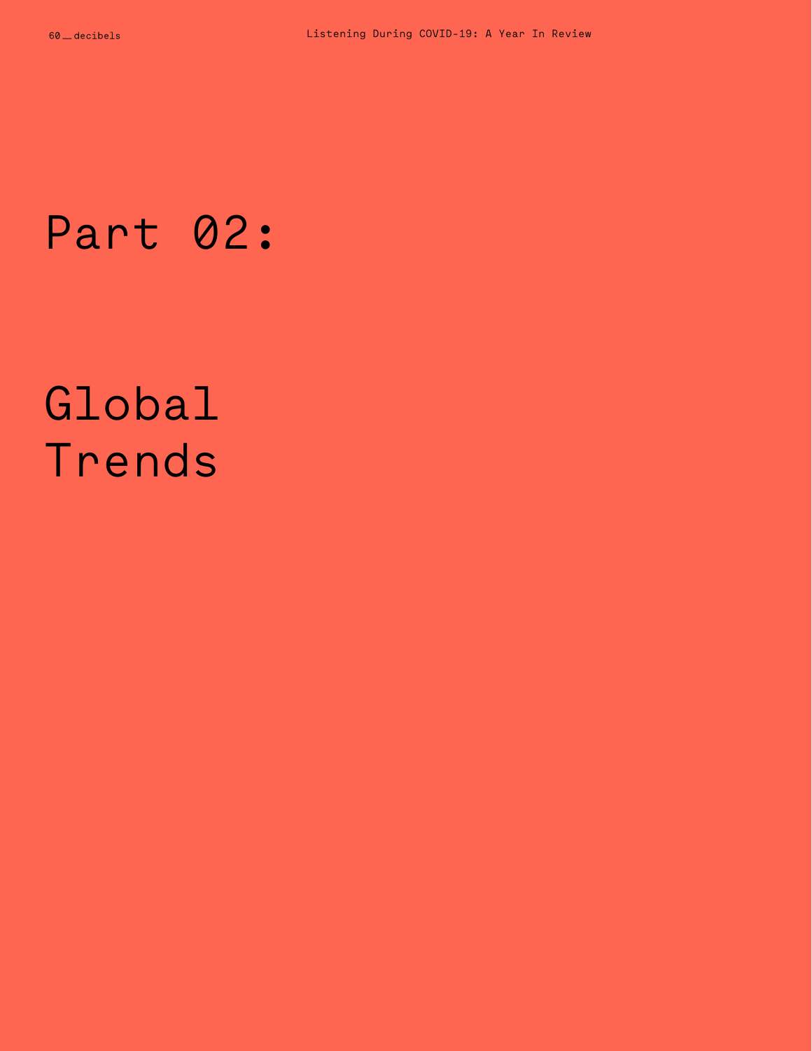# Part 02:

# Global Trends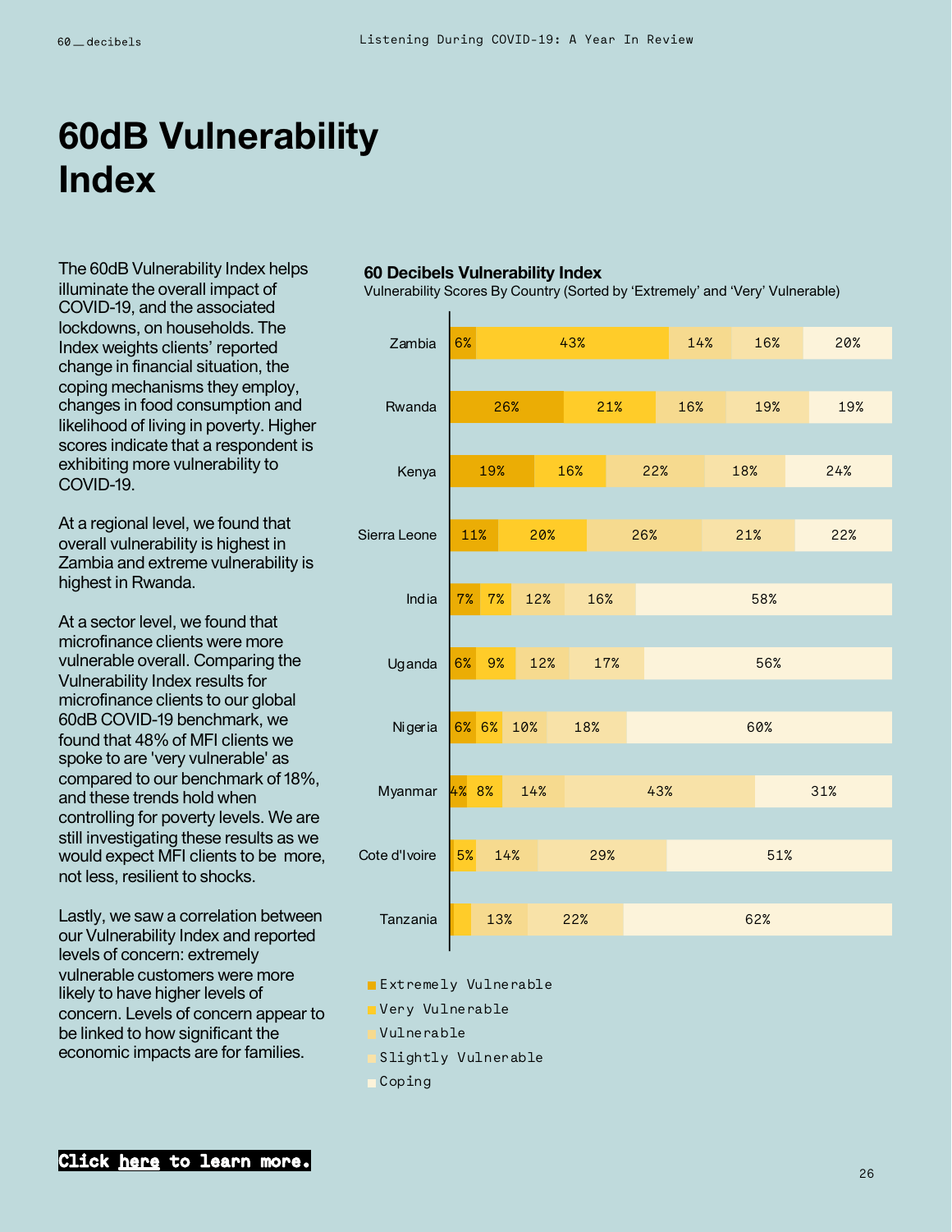# 60dB Vulnerability Index

The 60dB Vulnerability Index helps illuminate the overall impact of COVID-19, and the associated lockdowns, on households. The Index weights clients' reported change in financial situation, the coping mechanisms they employ, changes in food consumption and likelihood of living in poverty. Higher scores indicate that a respondent is exhibiting more vulnerability to COVID-19.

At a regional level, we found that overall vulnerability is highest in Zambia and extreme vulnerability is highest in Rwanda.

At a sector level, we found that microfinance clients were more vulnerable overall. Comparing the Vulnerability Index results for microfinance clients to our global 60dB COVID-19 benchmark, we found that 48% of MFI clients we spoke to are 'very vulnerable' as compared to our benchmark of 18%, and these trends hold when controlling for poverty levels. We are still investigating these results as we would expect MFI clients to be more, not less, resilient to shocks.

Lastly, we saw a correlation between our Vulnerability Index and reported levels of concern: extremely vulnerable customers were more likely to have higher levels of concern. Levels of concern appear to be linked to how significant the economic impacts are for families.

**60 Decibels Vulnerability Index**

Vulnerability Scores By Country (Sorted by 'Extremely' and 'Very' Vulnerable)

| Country | Extremely Vulnerable | Very Vulnerable | Vulnerable | Slightly Vulnerable | Coping |
|---|---|---|---|---|---|
| Zambia | 6% | 43% | 14% | 16% | 20% |
| Rwanda | 26% | 21% | 16% | 19% | 19% |
| Kenya | 19% | 16% | 22% | 18% | 24% |
| Sierra Leone | 11% | 20% | 26% | 21% | 22% |
| India | 7% | 7% | 12% | 16% | 58% |
| Uganda | 6% | 9% | 12% | 17% | 56% |
| Nigeria | 6% | 6% | 10% | 18% | 60% |
| Myanmar | 4% | 8% | 14% | 43% | 31% |
| Cote d'Ivoire | | 5% | 14% | 29% | 51% |
| Tanzania | | | 13% | 22% | 62% |

**Click here to learn more.**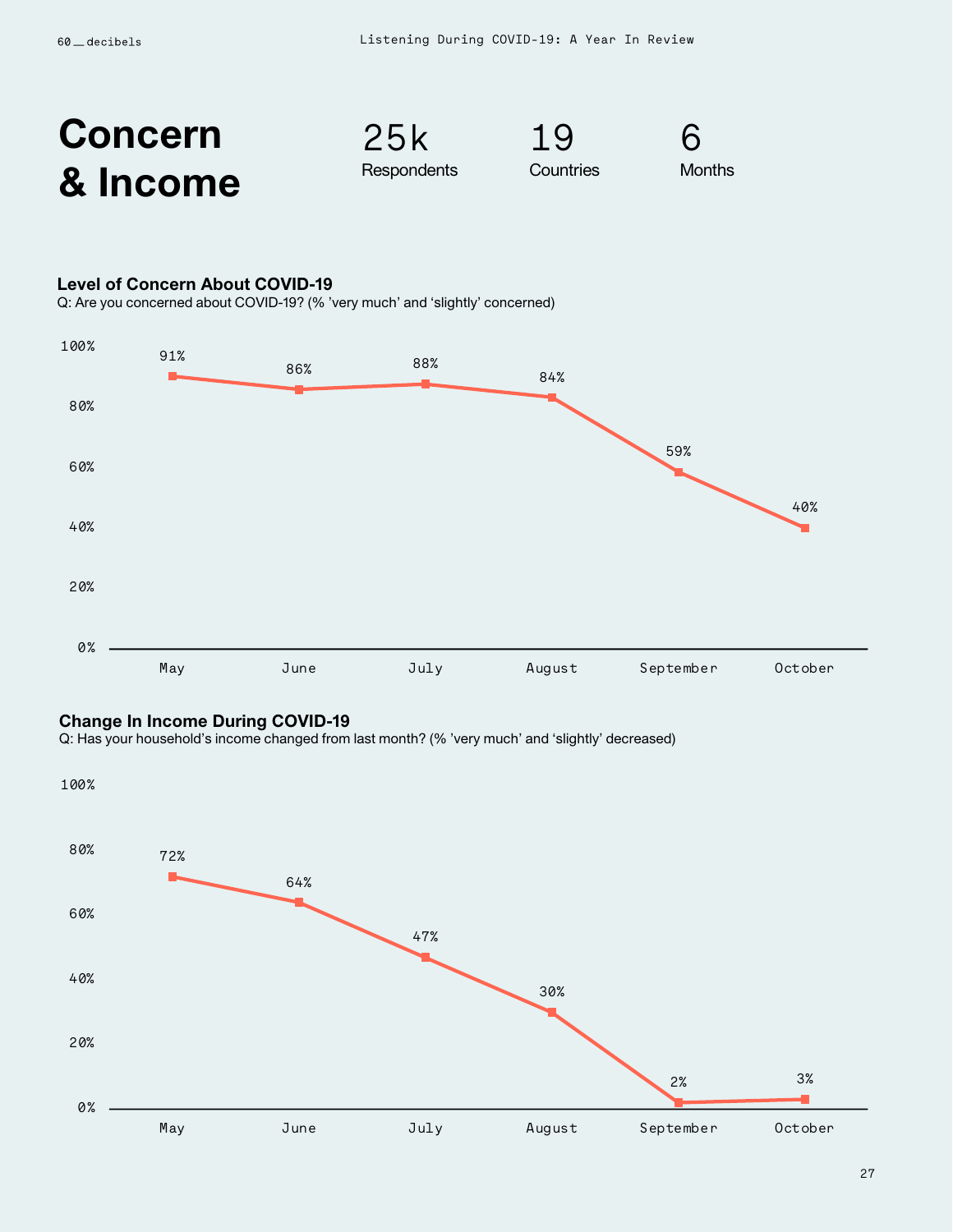# Concern & Income

25k Respondents

19 Countries

6 Months

### Level of Concern About COVID-19

Q: Are you concerned about COVID-19? (% 'very much' and 'slightly' concerned)

| Month | % |
|---|---|
| May | 91% |
| June | 86% |
| July | 88% |
| August | 84% |
| September | 59% |
| October | 40% |

### Change In Income During COVID-19

Q: Has your household's income changed from last month? (% 'very much' and 'slightly' decreased)

| Month | % |
|---|---|
| May | 72% |
| June | 64% |
| July | 47% |
| August | 30% |
| September | 2% |
| October | 3% |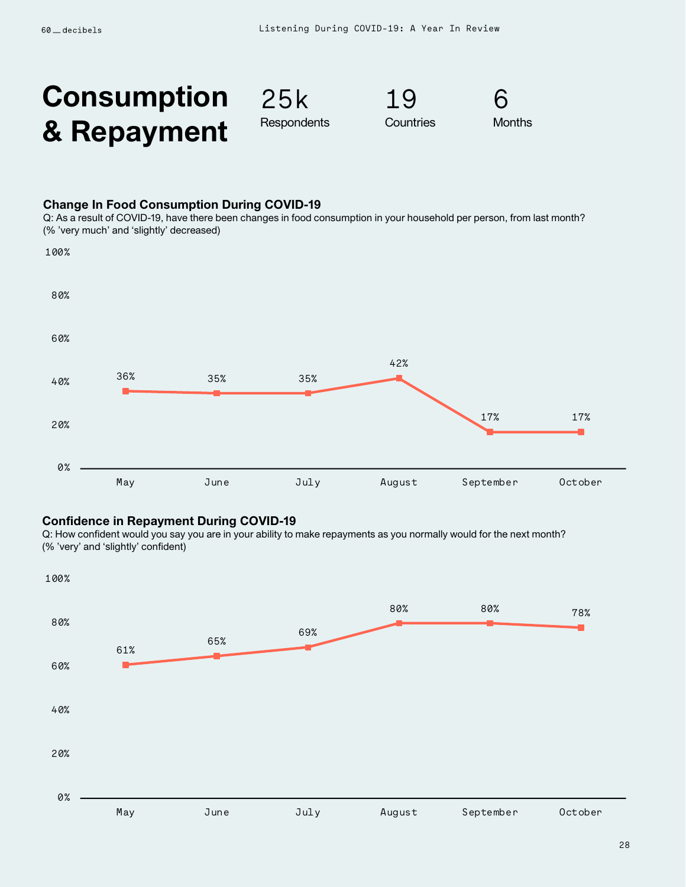# Consumption & Repayment

**25k** Respondents

**19** Countries

**6** Months

### Change In Food Consumption During COVID-19

Q: As a result of COVID-19, have there been changes in food consumption in your household per person, from last month? (% 'very much' and 'slightly' decreased)

| May | June | July | August | September | October |
|---|---|---|---|---|---|
| 36% | 35% | 35% | 42% | 17% | 17% |

### Confidence in Repayment During COVID-19

Q: How confident would you say you are in your ability to make repayments as you normally would for the next month? (% 'very' and 'slightly' confident)

| May | June | July | August | September | October |
|---|---|---|---|---|---|
| 61% | 65% | 69% | 80% | 80% | 78% |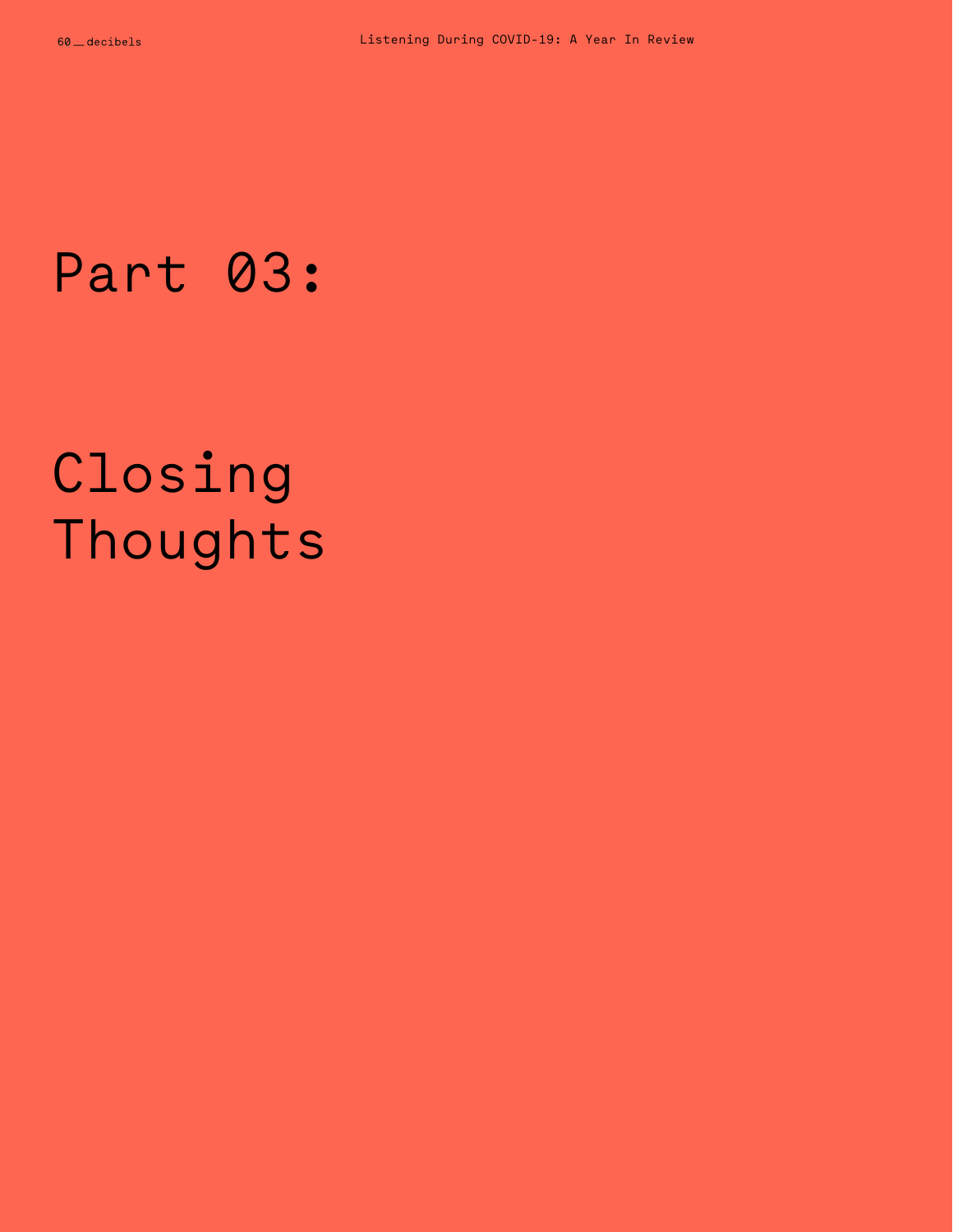# Part 03:

# Closing Thoughts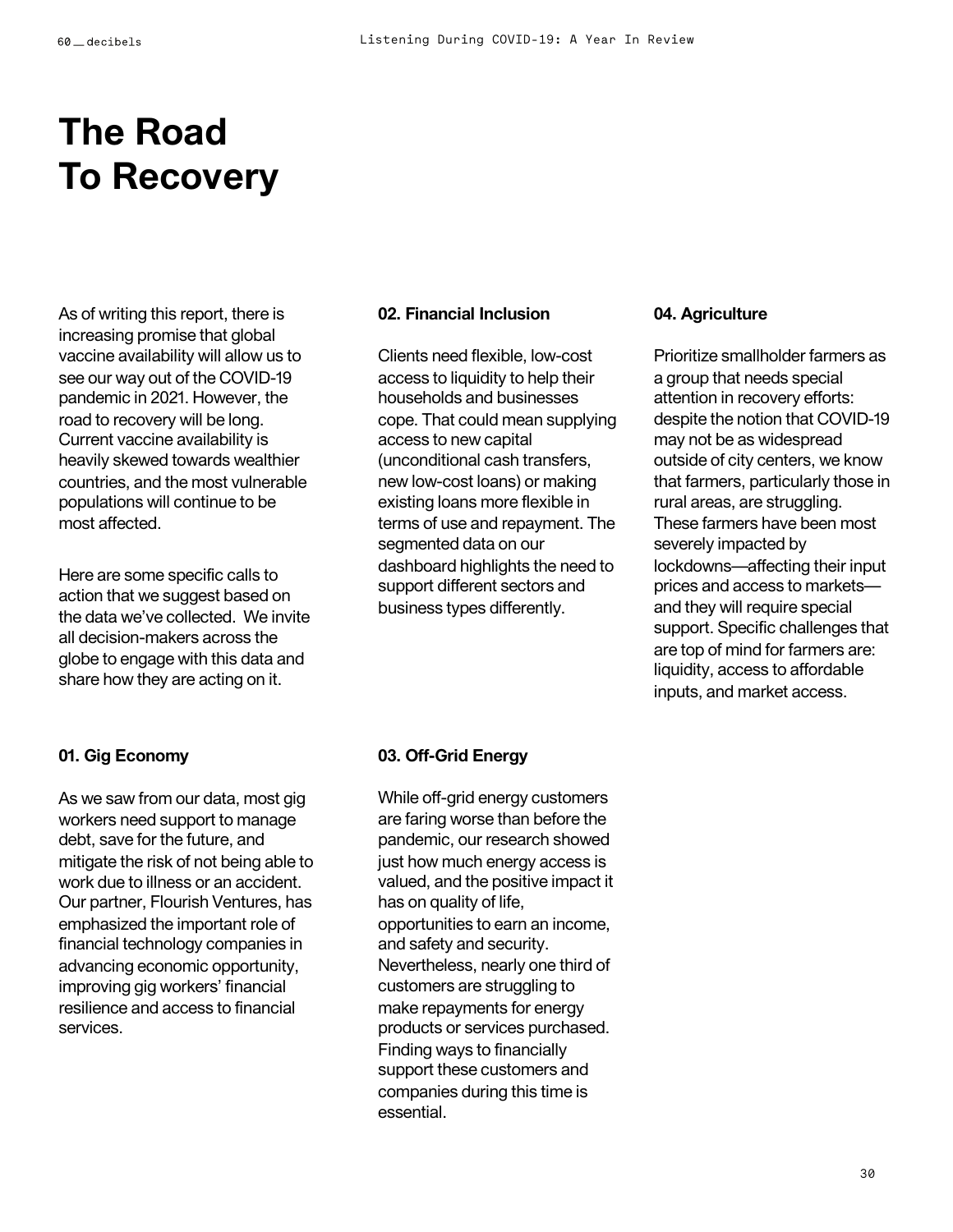# The Road To Recovery

As of writing this report, there is increasing promise that global vaccine availability will allow us to see our way out of the COVID-19 pandemic in 2021. However, the road to recovery will be long. Current vaccine availability is heavily skewed towards wealthier countries, and the most vulnerable populations will continue to be most affected.

Here are some specific calls to action that we suggest based on the data we've collected. We invite all decision-makers across the globe to engage with this data and share how they are acting on it.

### 01. Gig Economy

As we saw from our data, most gig workers need support to manage debt, save for the future, and mitigate the risk of not being able to work due to illness or an accident. Our partner, Flourish Ventures, has emphasized the important role of financial technology companies in advancing economic opportunity, improving gig workers' financial resilience and access to financial services.

### 02. Financial Inclusion

Clients need flexible, low-cost access to liquidity to help their households and businesses cope. That could mean supplying access to new capital (unconditional cash transfers, new low-cost loans) or making existing loans more flexible in terms of use and repayment. The segmented data on our dashboard highlights the need to support different sectors and business types differently.

### 03. Off-Grid Energy

While off-grid energy customers are faring worse than before the pandemic, our research showed just how much energy access is valued, and the positive impact it has on quality of life, opportunities to earn an income, and safety and security. Nevertheless, nearly one third of customers are struggling to make repayments for energy products or services purchased. Finding ways to financially support these customers and companies during this time is essential.

### 04. Agriculture

Prioritize smallholder farmers as a group that needs special attention in recovery efforts: despite the notion that COVID-19 may not be as widespread outside of city centers, we know that farmers, particularly those in rural areas, are struggling. These farmers have been most severely impacted by lockdowns—affecting their input prices and access to markets—and they will require special support. Specific challenges that are top of mind for farmers are: liquidity, access to affordable inputs, and market access.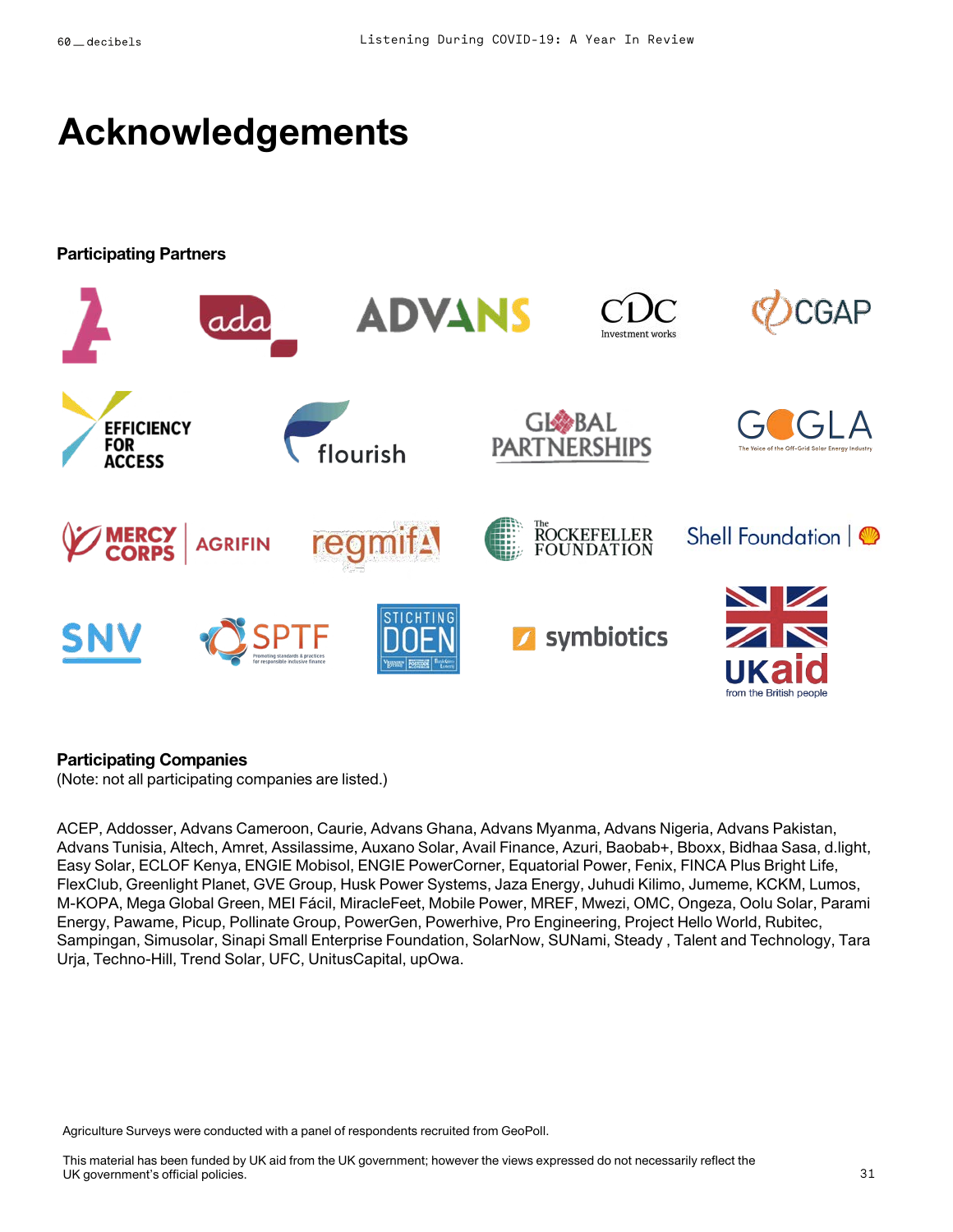# Acknowledgements

### Participating Partners

### Participating Companies

(Note: not all participating companies are listed.)

ACEP, Addosser, Advans Cameroon, Caurie, Advans Ghana, Advans Myanma, Advans Nigeria, Advans Pakistan, Advans Tunisia, Altech, Amret, Assilassime, Auxano Solar, Avail Finance, Azuri, Baobab+, Bboxx, Bidhaa Sasa, d.light, Easy Solar, ECLOF Kenya, ENGIE Mobisol, ENGIE PowerCorner, Equatorial Power, Fenix, FINCA Plus Bright Life, FlexClub, Greenlight Planet, GVE Group, Husk Power Systems, Jaza Energy, Juhudi Kilimo, Jumeme, KCKM, Lumos, M-KOPA, Mega Global Green, MEI Fácil, MiracleFeet, Mobile Power, MREF, Mwezi, OMC, Ongeza, Oolu Solar, Parami Energy, Pawame, Picup, Pollinate Group, PowerGen, Powerhive, Pro Engineering, Project Hello World, Rubitec, Sampingan, Simusolar, Sinapi Small Enterprise Foundation, SolarNow, SUNami, Steady , Talent and Technology, Tara Urja, Techno-Hill, Trend Solar, UFC, UnitusCapital, upOwa.

Agriculture Surveys were conducted with a panel of respondents recruited from GeoPoll.

This material has been funded by UK aid from the UK government; however the views expressed do not necessarily reflect the UK government's official policies.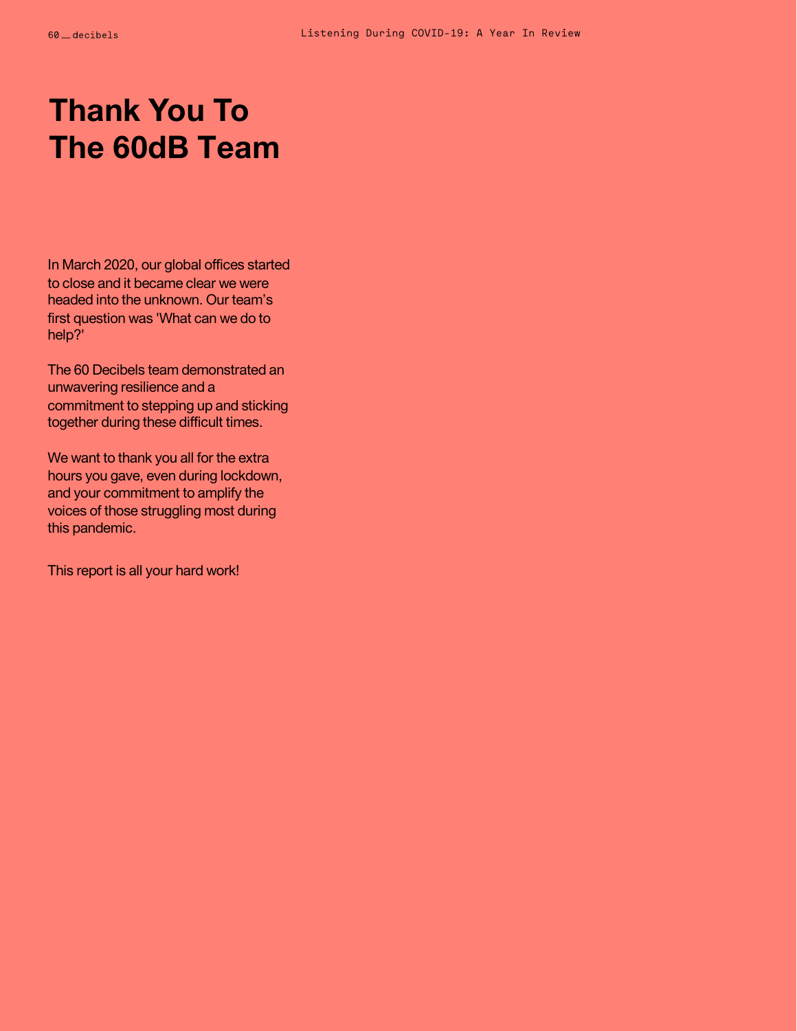# Thank You To The 60dB Team

In March 2020, our global offices started to close and it became clear we were headed into the unknown. Our team's first question was 'What can we do to help?'

The 60 Decibels team demonstrated an unwavering resilience and a commitment to stepping up and sticking together during these difficult times.

We want to thank you all for the extra hours you gave, even during lockdown, and your commitment to amplify the voices of those struggling most during this pandemic.

This report is all your hard work!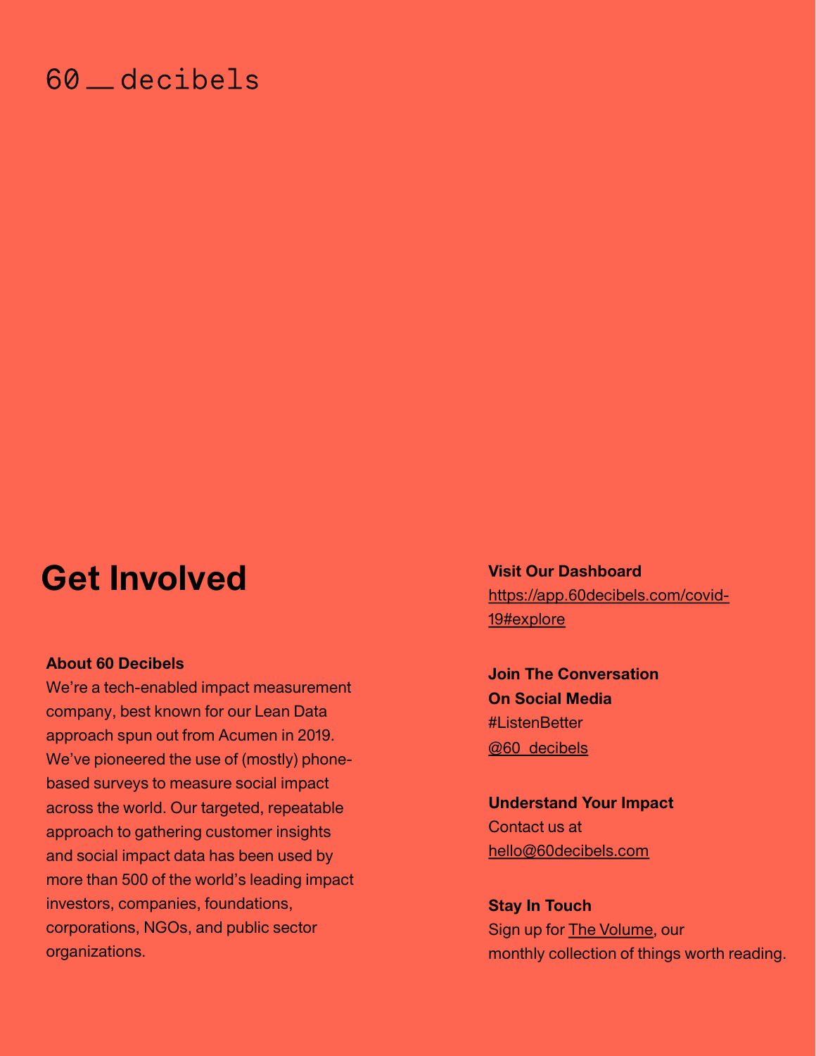60 _ decibels

# Get Involved

**About 60 Decibels**
We're a tech-enabled impact measurement company, best known for our Lean Data approach spun out from Acumen in 2019. We've pioneered the use of (mostly) phone-based surveys to measure social impact across the world. Our targeted, repeatable approach to gathering customer insights and social impact data has been used by more than 500 of the world's leading impact investors, companies, foundations, corporations, NGOs, and public sector organizations.

**Visit Our Dashboard**
https://app.60decibels.com/covid-19#explore

**Join The Conversation On Social Media**
#ListenBetter
@60_decibels

**Understand Your Impact**
Contact us at
hello@60decibels.com

**Stay In Touch**
Sign up for The Volume, our monthly collection of things worth reading.